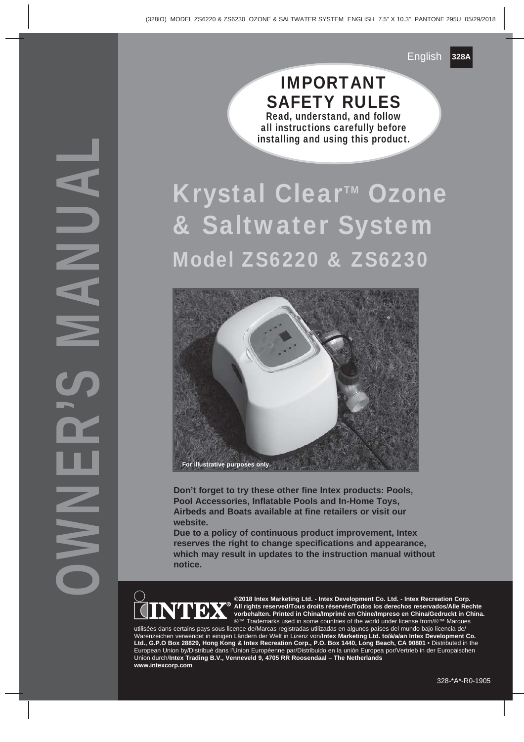OWNER'S MANUAL

English **328A**

## IMPORTANT SAFETY RULES

**Read, understand, and follow all instructions carefully before installing and using this product.**

# Krystal Clear™ Ozone & Saltwater System

## Model ZS6220 & ZS6230

For illustrative purposes only.

**Don't forget to try these other fine Intex products: Pools, Pool Accessories, Inflatable Pools and In-Home Toys, Airbeds and Boats available at fine retailers or visit our website.**

**Due to a policy of continuous product improvement, Intex reserves the right to change specifications and appearance, which may result in updates to the instruction manual without notice.**

INTEX®

**©2018 Intex Marketing Ltd. - Intex Development Co. Ltd. - Intex Recreation Corp. All rights reserved/Tous droits réservés/Todos los derechos reservados/Alle Rechte vorbehalten. Printed in China/Imprimé en Chine/Impreso en China/Gedruckt in China.** ®™ Trademarks used in some countries of the world under license from/®™ Marques utilisées dans certains pays sous licence de/Marcas registradas utilizadas en algunos países del mundo bajo licencia de/Warenzeichen verwendet in einigen Ländern der Welt in Lizenz von/**Intex Marketing Ltd. to/à/a/an Intex Development Co. Ltd., G.P.O Box 28829, Hong Kong & Intex Recreation Corp., P.O. Box 1440, Long Beach, CA 90801** • Distributed in the European Union by/Distribué dans l'Union Européenne par/Distribuido en la unión Europea por/Vertrieb in der Europäischen Union durch/**Intex Trading B.V., Venneveld 9, 4705 RR Roosendaal – The Netherlands**
**www.intexcorp.com**

328-*A*-R0-1905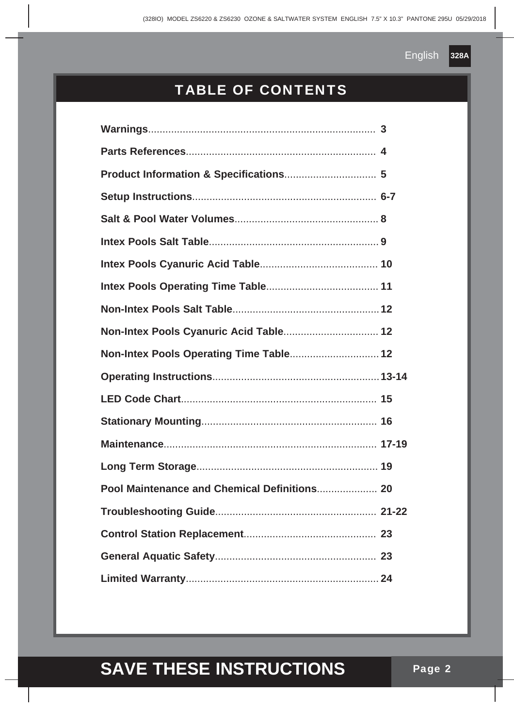# TABLE OF CONTENTS

| Section | Page |
|---|---|
| **Warnings** | 3 |
| **Parts References** | 4 |
| **Product Information & Specifications** | 5 |
| **Setup Instructions** | 6-7 |
| **Salt & Pool Water Volumes** | 8 |
| **Intex Pools Salt Table** | 9 |
| **Intex Pools Cyanuric Acid Table** | 10 |
| **Intex Pools Operating Time Table** | 11 |
| **Non-Intex Pools Salt Table** | 12 |
| **Non-Intex Pools Cyanuric Acid Table** | 12 |
| **Non-Intex Pools Operating Time Table** | 12 |
| **Operating Instructions** | 13-14 |
| **LED Code Chart** | 15 |
| **Stationary Mounting** | 16 |
| **Maintenance** | 17-19 |
| **Long Term Storage** | 19 |
| **Pool Maintenance and Chemical Definitions** | 20 |
| **Troubleshooting Guide** | 21-22 |
| **Control Station Replacement** | 23 |
| **General Aquatic Safety** | 23 |
| **Limited Warranty** | 24 |

**SAVE THESE INSTRUCTIONS**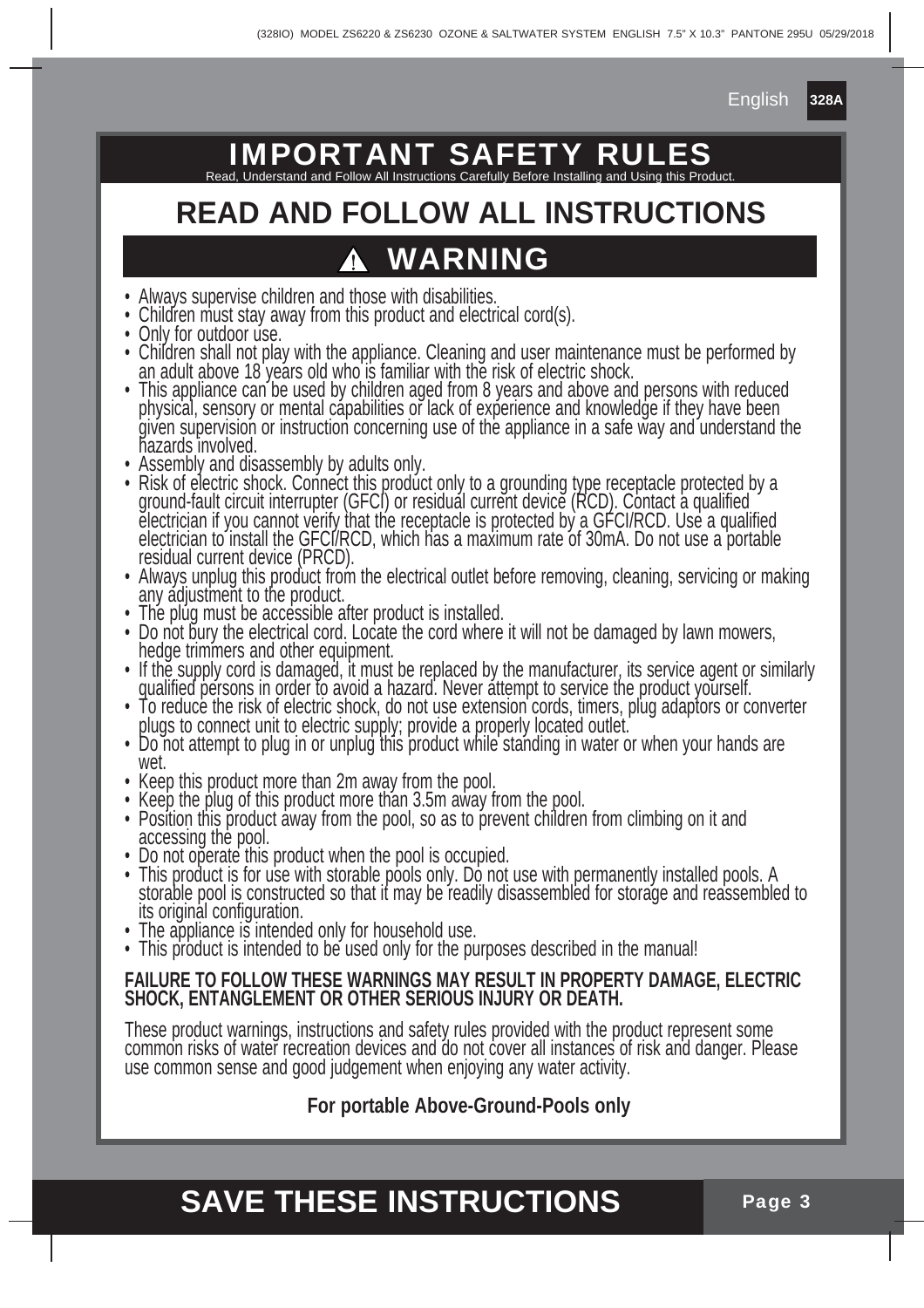# IMPORTANT SAFETY RULES

Read, Understand and Follow All Instructions Carefully Before Installing and Using this Product.

## READ AND FOLLOW ALL INSTRUCTIONS

## ⚠ WARNING

- Always supervise children and those with disabilities.
- Children must stay away from this product and electrical cord(s).
- Only for outdoor use.
- Children shall not play with the appliance. Cleaning and user maintenance must be performed by an adult above 18 years old who is familiar with the risk of electric shock.
- This appliance can be used by children aged from 8 years and above and persons with reduced physical, sensory or mental capabilities or lack of experience and knowledge if they have been given supervision or instruction concerning use of the appliance in a safe way and understand the hazards involved.
- Assembly and disassembly by adults only.
- Risk of electric shock. Connect this product only to a grounding type receptacle protected by a ground-fault circuit interrupter (GFCI) or residual current device (RCD). Contact a qualified electrician if you cannot verify that the receptacle is protected by a GFCI/RCD. Use a qualified electrician to install the GFCI/RCD, which has a maximum rate of 30mA. Do not use a portable residual current device (PRCD).
- Always unplug this product from the electrical outlet before removing, cleaning, servicing or making any adjustment to the product.
- The plug must be accessible after product is installed.
- Do not bury the electrical cord. Locate the cord where it will not be damaged by lawn mowers, hedge trimmers and other equipment.
- If the supply cord is damaged, it must be replaced by the manufacturer, its service agent or similarly qualified persons in order to avoid a hazard. Never attempt to service the product yourself.
- To reduce the risk of electric shock, do not use extension cords, timers, plug adaptors or converter plugs to connect unit to electric supply; provide a properly located outlet.
- Do not attempt to plug in or unplug this product while standing in water or when your hands are wet.
- Keep this product more than 2m away from the pool.
- Keep the plug of this product more than 3.5m away from the pool.
- Position this product away from the pool, so as to prevent children from climbing on it and accessing the pool.
- Do not operate this product when the pool is occupied.
- This product is for use with storable pools only. Do not use with permanently installed pools. A storable pool is constructed so that it may be readily disassembled for storage and reassembled to its original configuration.
- The appliance is intended only for household use.
- This product is intended to be used only for the purposes described in the manual!

**FAILURE TO FOLLOW THESE WARNINGS MAY RESULT IN PROPERTY DAMAGE, ELECTRIC SHOCK, ENTANGLEMENT OR OTHER SERIOUS INJURY OR DEATH.**

These product warnings, instructions and safety rules provided with the product represent some common risks of water recreation devices and do not cover all instances of risk and danger. Please use common sense and good judgement when enjoying any water activity.

**For portable Above-Ground-Pools only**

## SAVE THESE INSTRUCTIONS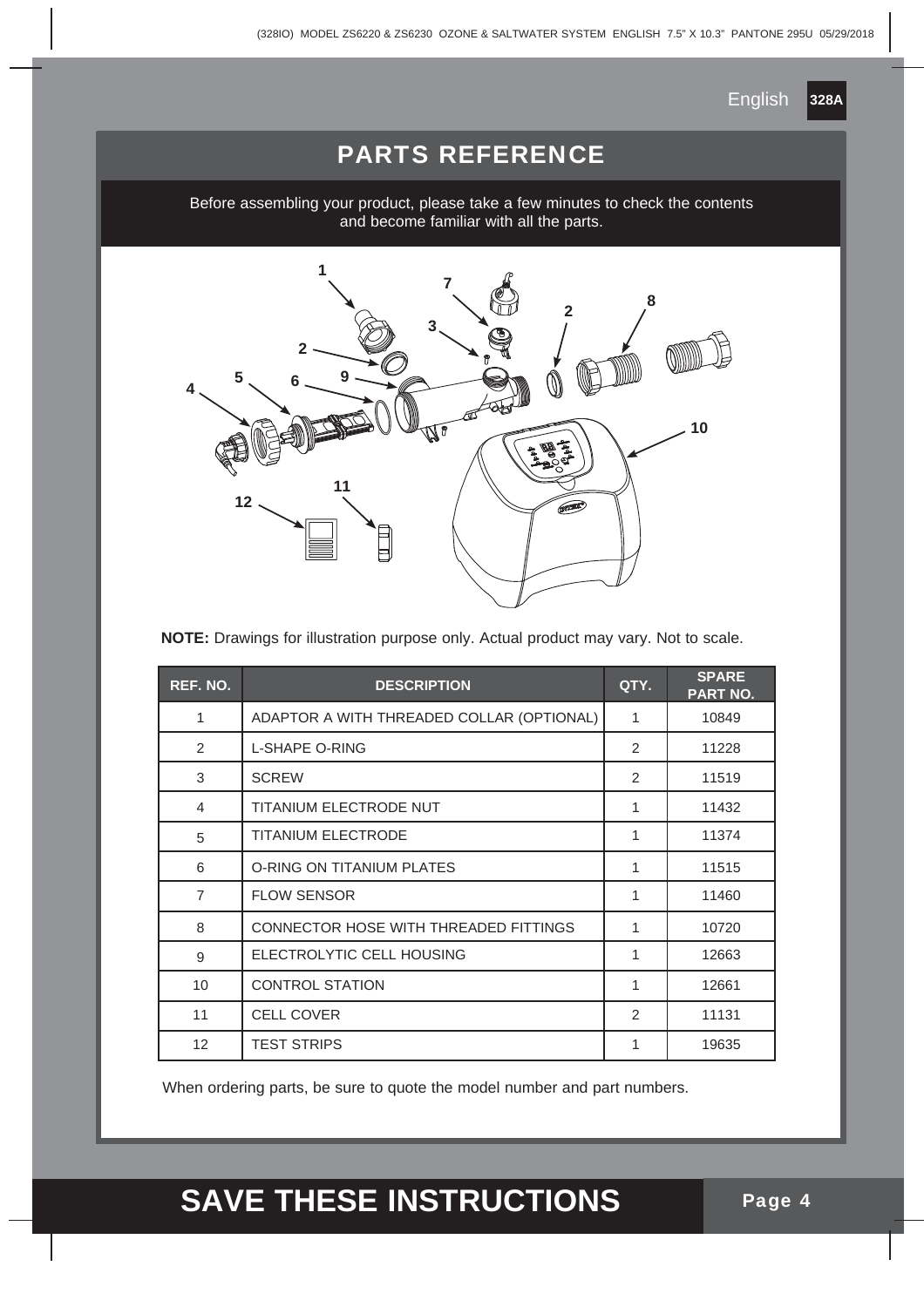English 328A

## PARTS REFERENCE

Before assembling your product, please take a few minutes to check the contents and become familiar with all the parts.

**NOTE:** Drawings for illustration purpose only. Actual product may vary. Not to scale.

| REF. NO. | DESCRIPTION | QTY. | SPARE PART NO. |
|---|---|---|---|
| 1 | ADAPTOR A WITH THREADED COLLAR (OPTIONAL) | 1 | 10849 |
| 2 | L-SHAPE O-RING | 2 | 11228 |
| 3 | SCREW | 2 | 11519 |
| 4 | TITANIUM ELECTRODE NUT | 1 | 11432 |
| 5 | TITANIUM ELECTRODE | 1 | 11374 |
| 6 | O-RING ON TITANIUM PLATES | 1 | 11515 |
| 7 | FLOW SENSOR | 1 | 11460 |
| 8 | CONNECTOR HOSE WITH THREADED FITTINGS | 1 | 10720 |
| 9 | ELECTROLYTIC CELL HOUSING | 1 | 12663 |
| 10 | CONTROL STATION | 1 | 12661 |
| 11 | CELL COVER | 2 | 11131 |
| 12 | TEST STRIPS | 1 | 19635 |

When ordering parts, be sure to quote the model number and part numbers.

**SAVE THESE INSTRUCTIONS**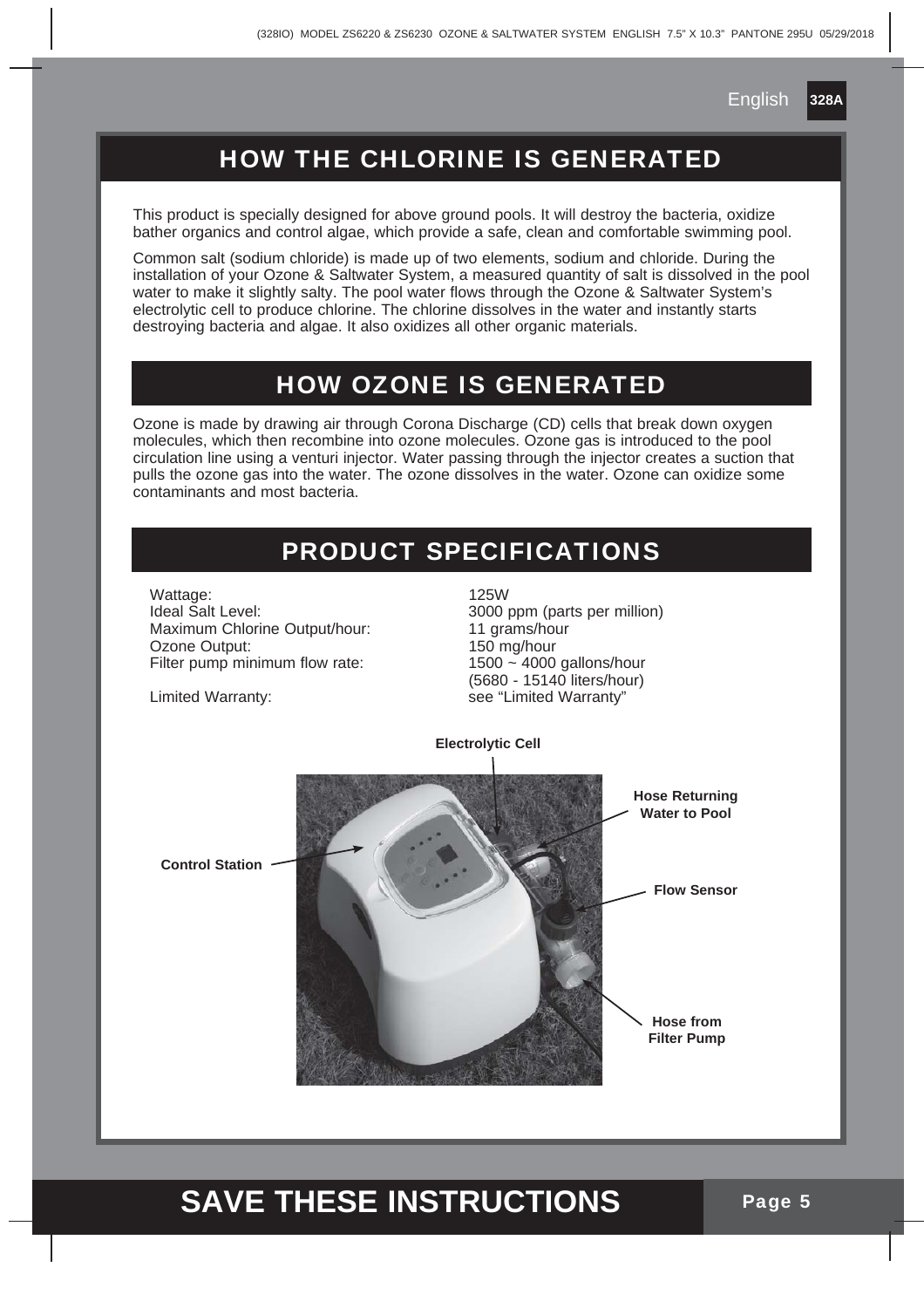## HOW THE CHLORINE IS GENERATED

This product is specially designed for above ground pools. It will destroy the bacteria, oxidize bather organics and control algae, which provide a safe, clean and comfortable swimming pool.

Common salt (sodium chloride) is made up of two elements, sodium and chloride. During the installation of your Ozone & Saltwater System, a measured quantity of salt is dissolved in the pool water to make it slightly salty. The pool water flows through the Ozone & Saltwater System's electrolytic cell to produce chlorine. The chlorine dissolves in the water and instantly starts destroying bacteria and algae. It also oxidizes all other organic materials.

## HOW OZONE IS GENERATED

Ozone is made by drawing air through Corona Discharge (CD) cells that break down oxygen molecules, which then recombine into ozone molecules. Ozone gas is introduced to the pool circulation line using a venturi injector. Water passing through the injector creates a suction that pulls the ozone gas into the water. The ozone dissolves in the water. Ozone can oxidize some contaminants and most bacteria.

## PRODUCT SPECIFICATIONS

| | |
|---|---|
| Wattage: | 125W |
| Ideal Salt Level: | 3000 ppm (parts per million) |
| Maximum Chlorine Output/hour: | 11 grams/hour |
| Ozone Output: | 150 mg/hour |
| Filter pump minimum flow rate: | 1500 ~ 4000 gallons/hour (5680 - 15140 liters/hour) |
| Limited Warranty: | see "Limited Warranty" |

Electrolytic Cell

Control Station

Hose Returning Water to Pool

Flow Sensor

Hose from Filter Pump

**SAVE THESE INSTRUCTIONS**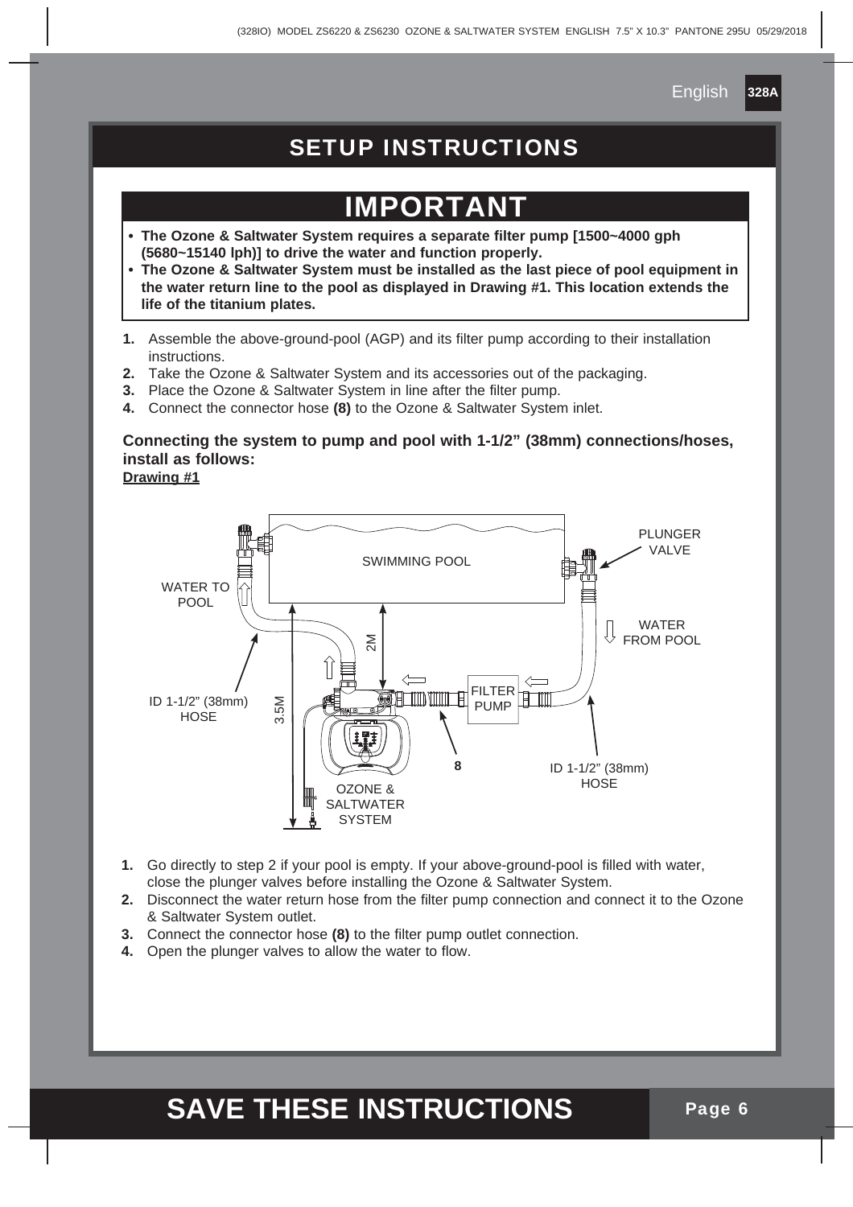# SETUP INSTRUCTIONS

## IMPORTANT

- **The Ozone & Saltwater System requires a separate filter pump [1500~4000 gph (5680~15140 lph)] to drive the water and function properly.**
- **The Ozone & Saltwater System must be installed as the last piece of pool equipment in the water return line to the pool as displayed in Drawing #1. This location extends the life of the titanium plates.**

1. Assemble the above-ground-pool (AGP) and its filter pump according to their installation instructions.
2. Take the Ozone & Saltwater System and its accessories out of the packaging.
3. Place the Ozone & Saltwater System in line after the filter pump.
4. Connect the connector hose **(8)** to the Ozone & Saltwater System inlet.

**Connecting the system to pump and pool with 1-1/2" (38mm) connections/hoses, install as follows:**

**Drawing #1**

1. Go directly to step 2 if your pool is empty. If your above-ground-pool is filled with water, close the plunger valves before installing the Ozone & Saltwater System.
2. Disconnect the water return hose from the filter pump connection and connect it to the Ozone & Saltwater System outlet.
3. Connect the connector hose **(8)** to the filter pump outlet connection.
4. Open the plunger valves to allow the water to flow.

**SAVE THESE INSTRUCTIONS**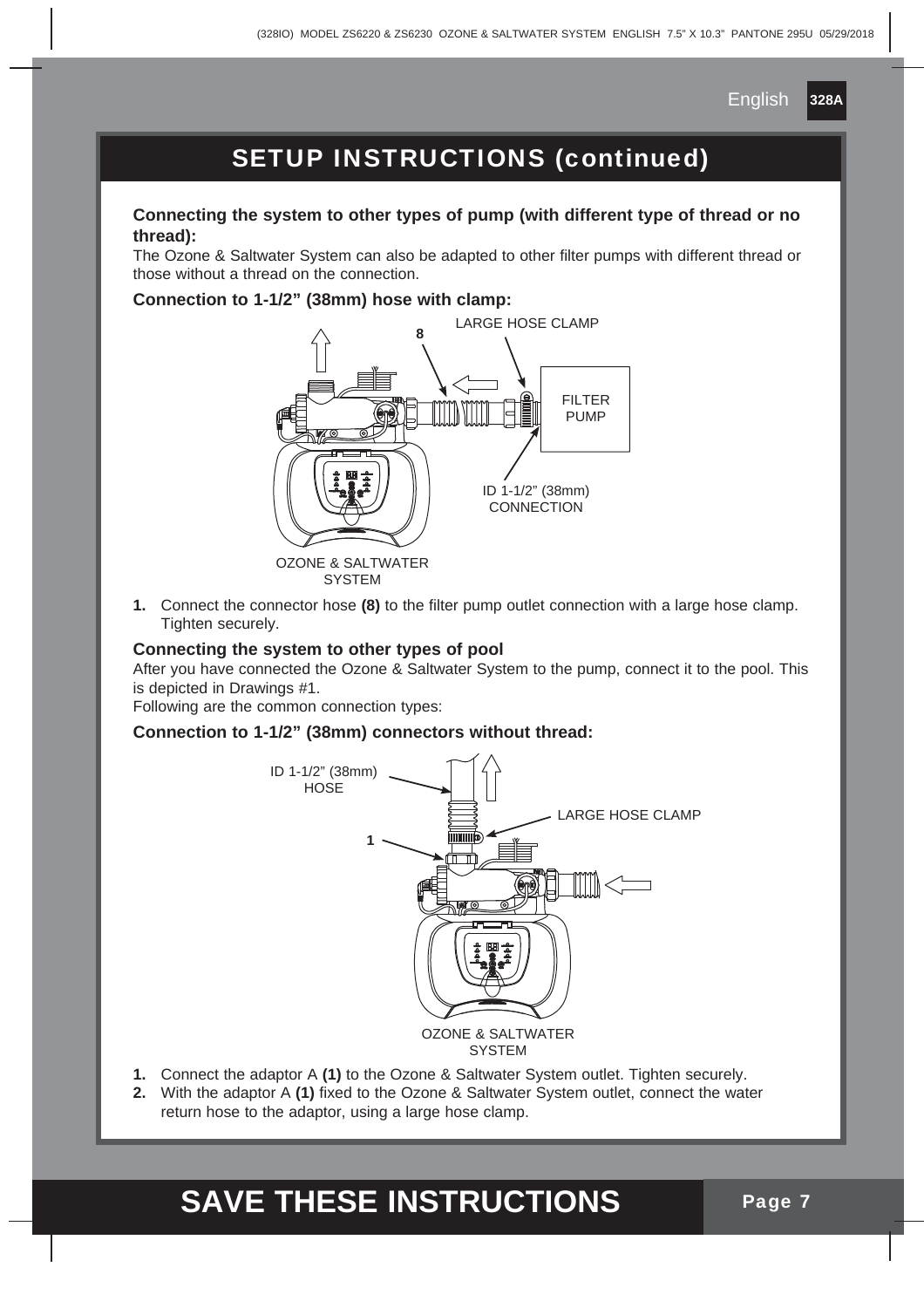## SETUP INSTRUCTIONS (continued)

**Connecting the system to other types of pump (with different type of thread or no thread):**

The Ozone & Saltwater System can also be adapted to other filter pumps with different thread or those without a thread on the connection.

**Connection to 1-1/2" (38mm) hose with clamp:**

LARGE HOSE CLAMP

8

FILTER PUMP

ID 1-1/2" (38mm) CONNECTION

OZONE & SALTWATER SYSTEM

1. Connect the connector hose **(8)** to the filter pump outlet connection with a large hose clamp. Tighten securely.

**Connecting the system to other types of pool**

After you have connected the Ozone & Saltwater System to the pump, connect it to the pool. This is depicted in Drawings #1.

Following are the common connection types:

**Connection to 1-1/2" (38mm) connectors without thread:**

ID 1-1/2" (38mm) HOSE

LARGE HOSE CLAMP

1

OZONE & SALTWATER SYSTEM

1. Connect the adaptor A **(1)** to the Ozone & Saltwater System outlet. Tighten securely.
2. With the adaptor A **(1)** fixed to the Ozone & Saltwater System outlet, connect the water return hose to the adaptor, using a large hose clamp.

**SAVE THESE INSTRUCTIONS**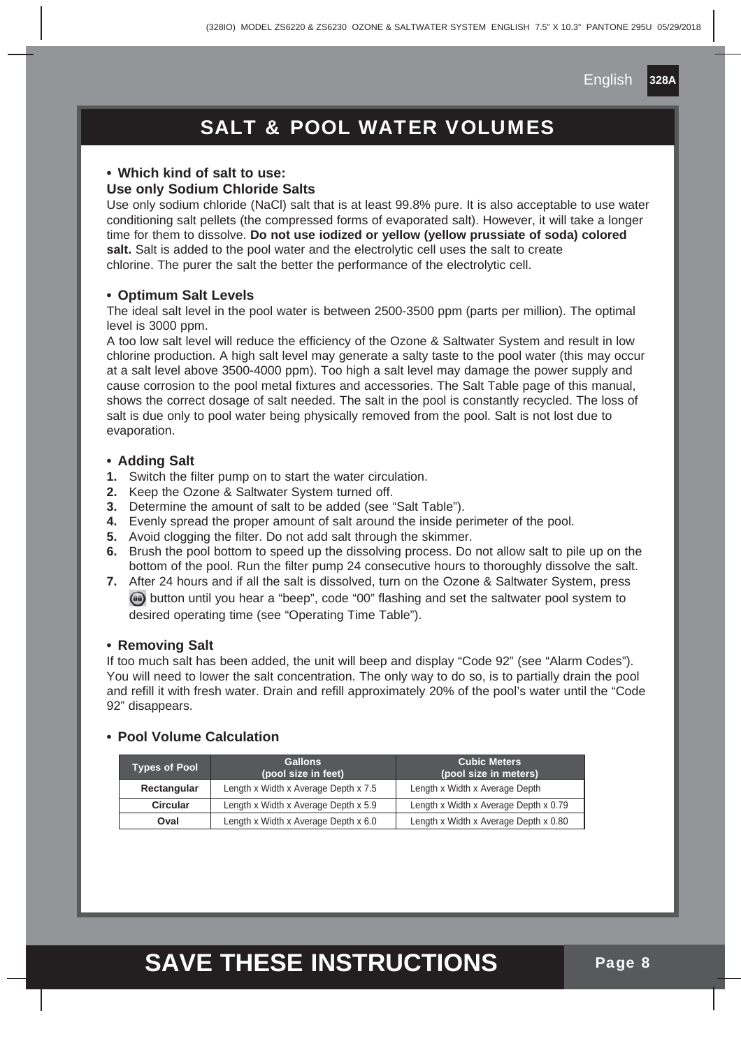# SALT & POOL WATER VOLUMES

- **Which kind of salt to use:**

**Use only Sodium Chloride Salts**

Use only sodium chloride (NaCl) salt that is at least 99.8% pure. It is also acceptable to use water conditioning salt pellets (the compressed forms of evaporated salt). However, it will take a longer time for them to dissolve. **Do not use iodized or yellow (yellow prussiate of soda) colored salt.** Salt is added to the pool water and the electrolytic cell uses the salt to create chlorine. The purer the salt the better the performance of the electrolytic cell.

- **Optimum Salt Levels**

The ideal salt level in the pool water is between 2500-3500 ppm (parts per million). The optimal level is 3000 ppm.

A too low salt level will reduce the efficiency of the Ozone & Saltwater System and result in low chlorine production. A high salt level may generate a salty taste to the pool water (this may occur at a salt level above 3500-4000 ppm). Too high a salt level may damage the power supply and cause corrosion to the pool metal fixtures and accessories. The Salt Table page of this manual, shows the correct dosage of salt needed. The salt in the pool is constantly recycled. The loss of salt is due only to pool water being physically removed from the pool. Salt is not lost due to evaporation.

- **Adding Salt**

1. Switch the filter pump on to start the water circulation.
2. Keep the Ozone & Saltwater System turned off.
3. Determine the amount of salt to be added (see "Salt Table").
4. Evenly spread the proper amount of salt around the inside perimeter of the pool.
5. Avoid clogging the filter. Do not add salt through the skimmer.
6. Brush the pool bottom to speed up the dissolving process. Do not allow salt to pile up on the bottom of the pool. Run the filter pump 24 consecutive hours to thoroughly dissolve the salt.
7. After 24 hours and if all the salt is dissolved, turn on the Ozone & Saltwater System, press button until you hear a "beep", code "00" flashing and set the saltwater pool system to desired operating time (see "Operating Time Table").

- **Removing Salt**

If too much salt has been added, the unit will beep and display "Code 92" (see "Alarm Codes"). You will need to lower the salt concentration. The only way to do so, is to partially drain the pool and refill it with fresh water. Drain and refill approximately 20% of the pool's water until the "Code 92" disappears.

- **Pool Volume Calculation**

| Types of Pool | Gallons (pool size in feet) | Cubic Meters (pool size in meters) |
|---|---|---|
| Rectangular | Length x Width x Average Depth x 7.5 | Length x Width x Average Depth |
| Circular | Length x Width x Average Depth x 5.9 | Length x Width x Average Depth x 0.79 |
| Oval | Length x Width x Average Depth x 6.0 | Length x Width x Average Depth x 0.80 |

**SAVE THESE INSTRUCTIONS**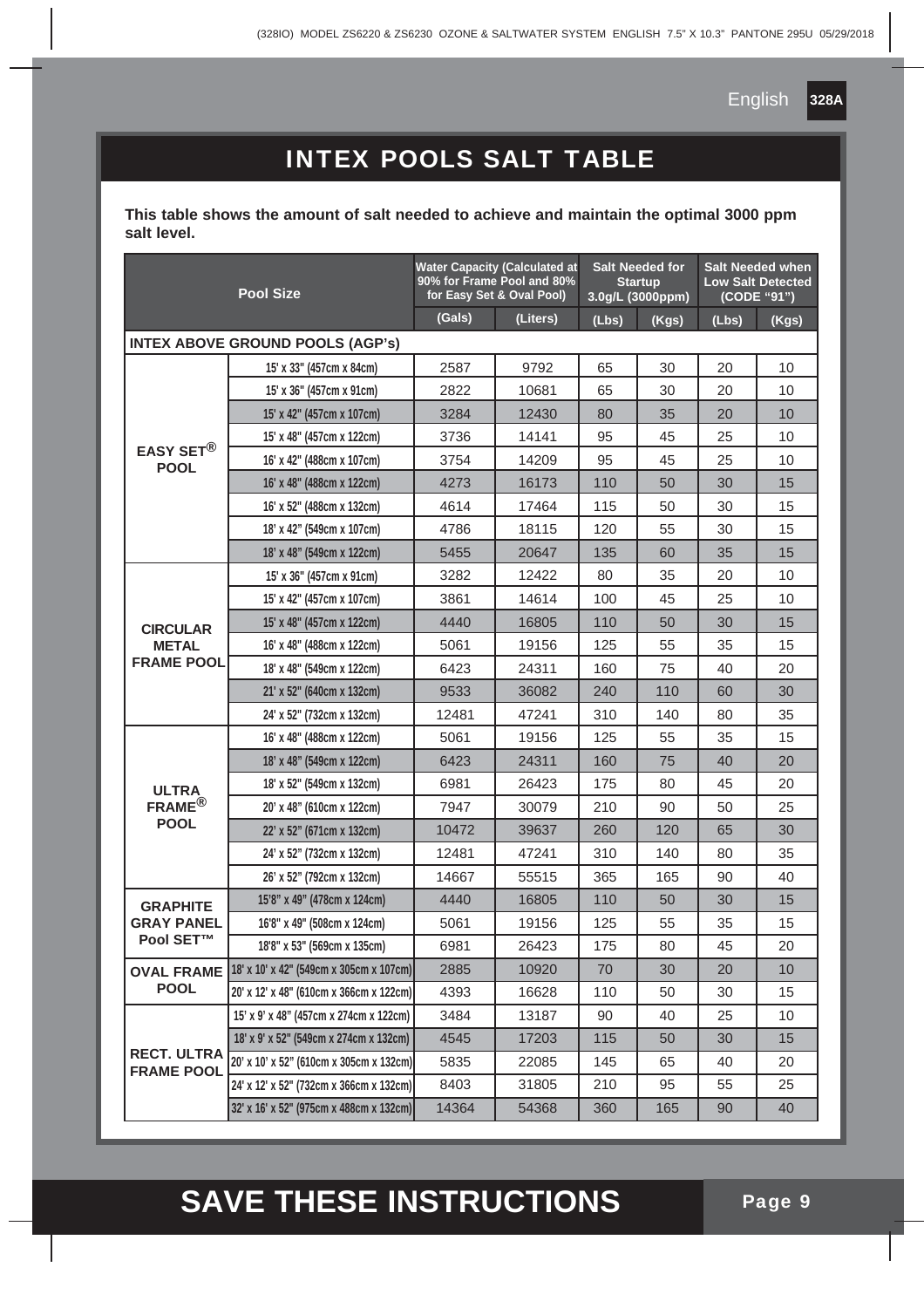# INTEX POOLS SALT TABLE

**This table shows the amount of salt needed to achieve and maintain the optimal 3000 ppm salt level.**

| Pool Size | | Water Capacity (Calculated at 90% for Frame Pool and 80% for Easy Set & Oval Pool) | | Salt Needed for Startup 3.0g/L (3000ppm) | | Salt Needed when Low Salt Detected (CODE "91") | |
|---|---|---|---|---|---|---|---|
| | | (Gals) | (Liters) | (Lbs) | (Kgs) | (Lbs) | (Kgs) |
| **INTEX ABOVE GROUND POOLS (AGP's)** | | | | | | | |
| **EASY SET® POOL** | 15' x 33" (457cm x 84cm) | 2587 | 9792 | 65 | 30 | 20 | 10 |
| | 15' x 36" (457cm x 91cm) | 2822 | 10681 | 65 | 30 | 20 | 10 |
| | 15' x 42" (457cm x 107cm) | 3284 | 12430 | 80 | 35 | 20 | 10 |
| | 15' x 48" (457cm x 122cm) | 3736 | 14141 | 95 | 45 | 25 | 10 |
| | 16' x 42" (488cm x 107cm) | 3754 | 14209 | 95 | 45 | 25 | 10 |
| | 16' x 48" (488cm x 122cm) | 4273 | 16173 | 110 | 50 | 30 | 15 |
| | 16' x 52" (488cm x 132cm) | 4614 | 17464 | 115 | 50 | 30 | 15 |
| | 18' x 42" (549cm x 107cm) | 4786 | 18115 | 120 | 55 | 30 | 15 |
| | 18' x 48" (549cm x 122cm) | 5455 | 20647 | 135 | 60 | 35 | 15 |
| **CIRCULAR METAL FRAME POOL** | 15' x 36" (457cm x 91cm) | 3282 | 12422 | 80 | 35 | 20 | 10 |
| | 15' x 42" (457cm x 107cm) | 3861 | 14614 | 100 | 45 | 25 | 10 |
| | 15' x 48" (457cm x 122cm) | 4440 | 16805 | 110 | 50 | 30 | 15 |
| | 16' x 48" (488cm x 122cm) | 5061 | 19156 | 125 | 55 | 35 | 15 |
| | 18' x 48" (549cm x 122cm) | 6423 | 24311 | 160 | 75 | 40 | 20 |
| | 21' x 52" (640cm x 132cm) | 9533 | 36082 | 240 | 110 | 60 | 30 |
| | 24' x 52" (732cm x 132cm) | 12481 | 47241 | 310 | 140 | 80 | 35 |
| **ULTRA FRAME® POOL** | 16' x 48" (488cm x 122cm) | 5061 | 19156 | 125 | 55 | 35 | 15 |
| | 18' x 48" (549cm x 122cm) | 6423 | 24311 | 160 | 75 | 40 | 20 |
| | 18' x 52" (549cm x 132cm) | 6981 | 26423 | 175 | 80 | 45 | 20 |
| | 20' x 48" (610cm x 122cm) | 7947 | 30079 | 210 | 90 | 50 | 25 |
| | 22' x 52" (671cm x 132cm) | 10472 | 39637 | 260 | 120 | 65 | 30 |
| | 24' x 52" (732cm x 132cm) | 12481 | 47241 | 310 | 140 | 80 | 35 |
| | 26' x 52" (792cm x 132cm) | 14667 | 55515 | 365 | 165 | 90 | 40 |
| **GRAPHITE GRAY PANEL Pool SET™** | 15'8" x 49" (478cm x 124cm) | 4440 | 16805 | 110 | 50 | 30 | 15 |
| | 16'8" x 49" (508cm x 124cm) | 5061 | 19156 | 125 | 55 | 35 | 15 |
| | 18'8" x 53" (569cm x 135cm) | 6981 | 26423 | 175 | 80 | 45 | 20 |
| **OVAL FRAME POOL** | 18' x 10' x 42" (549cm x 305cm x 107cm) | 2885 | 10920 | 70 | 30 | 20 | 10 |
| | 20' x 12' x 48" (610cm x 366cm x 122cm) | 4393 | 16628 | 110 | 50 | 30 | 15 |
| **RECT. ULTRA FRAME POOL** | 15' x 9' x 48" (457cm x 274cm x 122cm) | 3484 | 13187 | 90 | 40 | 25 | 10 |
| | 18' x 9' x 52" (549cm x 274cm x 132cm) | 4545 | 17203 | 115 | 50 | 30 | 15 |
| | 20' x 10' x 52" (610cm x 305cm x 132cm) | 5835 | 22085 | 145 | 65 | 40 | 20 |
| | 24' x 12' x 52" (732cm x 366cm x 132cm) | 8403 | 31805 | 210 | 95 | 55 | 25 |
| | 32' x 16' x 52" (975cm x 488cm x 132cm) | 14364 | 54368 | 360 | 165 | 90 | 40 |

**SAVE THESE INSTRUCTIONS**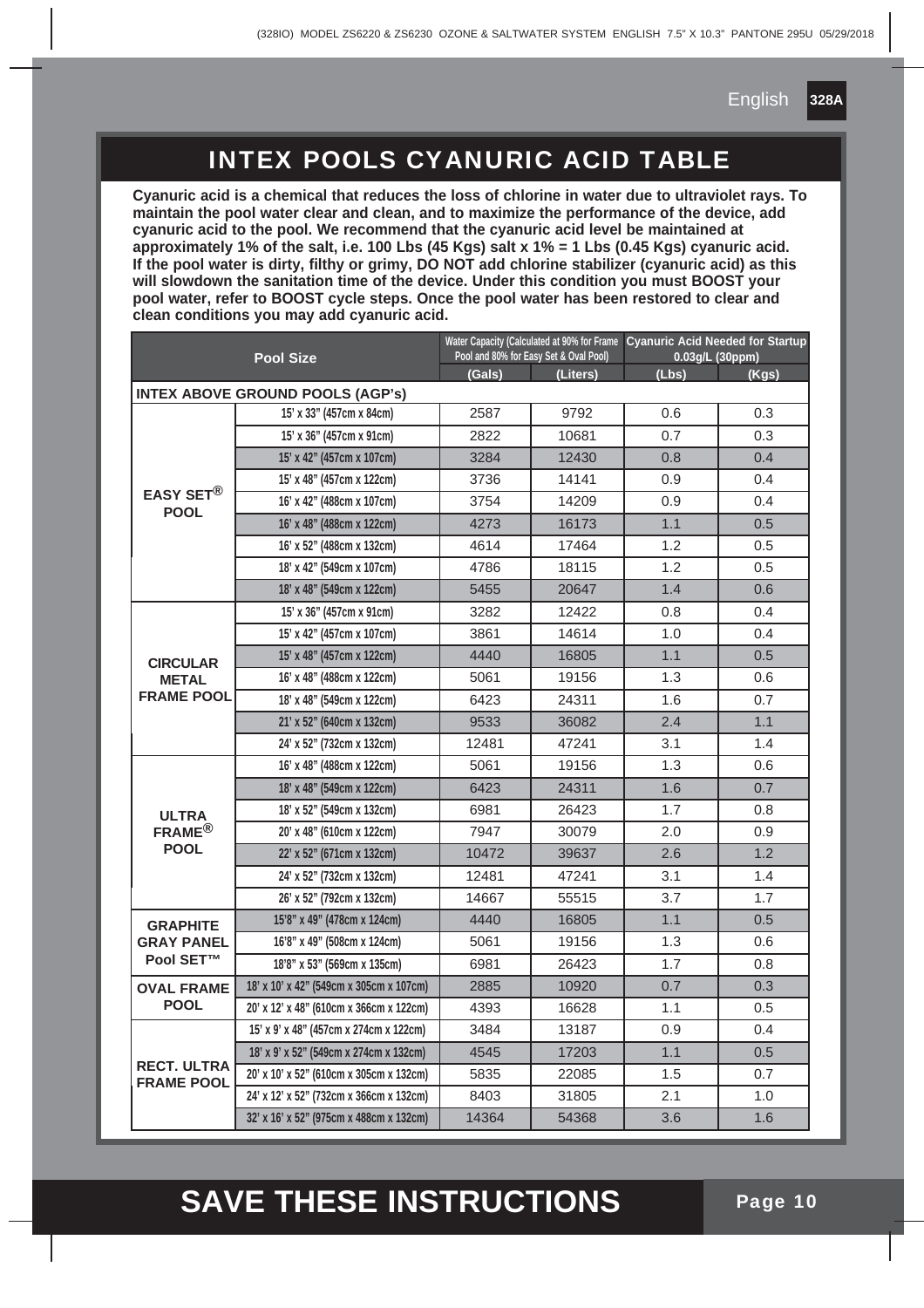# INTEX POOLS CYANURIC ACID TABLE

**Cyanuric acid is a chemical that reduces the loss of chlorine in water due to ultraviolet rays. To maintain the pool water clear and clean, and to maximize the performance of the device, add cyanuric acid to the pool. We recommend that the cyanuric acid level be maintained at approximately 1% of the salt, i.e. 100 Lbs (45 Kgs) salt x 1% = 1 Lbs (0.45 Kgs) cyanuric acid. If the pool water is dirty, filthy or grimy, DO NOT add chlorine stabilizer (cyanuric acid) as this will slowdown the sanitation time of the device. Under this condition you must BOOST your pool water, refer to BOOST cycle steps. Once the pool water has been restored to clear and clean conditions you may add cyanuric acid.**

| Pool Size | | Water Capacity (Calculated at 90% for Frame Pool and 80% for Easy Set & Oval Pool) | | Cyanuric Acid Needed for Startup 0.03g/L (30ppm) | |
|---|---|---|---|---|---|
| | | (Gals) | (Liters) | (Lbs) | (Kgs) |
| **INTEX ABOVE GROUND POOLS (AGP's)** | | | | | |
| EASY SET® POOL | 15' x 33" (457cm x 84cm) | 2587 | 9792 | 0.6 | 0.3 |
| | 15' x 36" (457cm x 91cm) | 2822 | 10681 | 0.7 | 0.3 |
| | 15' x 42" (457cm x 107cm) | 3284 | 12430 | 0.8 | 0.4 |
| | 15' x 48" (457cm x 122cm) | 3736 | 14141 | 0.9 | 0.4 |
| | 16' x 42" (488cm x 107cm) | 3754 | 14209 | 0.9 | 0.4 |
| | 16' x 48" (488cm x 122cm) | 4273 | 16173 | 1.1 | 0.5 |
| | 16' x 52" (488cm x 132cm) | 4614 | 17464 | 1.2 | 0.5 |
| | 18' x 42" (549cm x 107cm) | 4786 | 18115 | 1.2 | 0.5 |
| | 18' x 48" (549cm x 122cm) | 5455 | 20647 | 1.4 | 0.6 |
| CIRCULAR METAL FRAME POOL | 15' x 36" (457cm x 91cm) | 3282 | 12422 | 0.8 | 0.4 |
| | 15' x 42" (457cm x 107cm) | 3861 | 14614 | 1.0 | 0.4 |
| | 15' x 48" (457cm x 122cm) | 4440 | 16805 | 1.1 | 0.5 |
| | 16' x 48" (488cm x 122cm) | 5061 | 19156 | 1.3 | 0.6 |
| | 18' x 48" (549cm x 122cm) | 6423 | 24311 | 1.6 | 0.7 |
| | 21' x 52" (640cm x 132cm) | 9533 | 36082 | 2.4 | 1.1 |
| | 24' x 52" (732cm x 132cm) | 12481 | 47241 | 3.1 | 1.4 |
| ULTRA FRAME® POOL | 16' x 48" (488cm x 122cm) | 5061 | 19156 | 1.3 | 0.6 |
| | 18' x 48" (549cm x 122cm) | 6423 | 24311 | 1.6 | 0.7 |
| | 18' x 52" (549cm x 132cm) | 6981 | 26423 | 1.7 | 0.8 |
| | 20' x 48" (610cm x 122cm) | 7947 | 30079 | 2.0 | 0.9 |
| | 22' x 52" (671cm x 132cm) | 10472 | 39637 | 2.6 | 1.2 |
| | 24' x 52" (732cm x 132cm) | 12481 | 47241 | 3.1 | 1.4 |
| | 26' x 52" (792cm x 132cm) | 14667 | 55515 | 3.7 | 1.7 |
| GRAPHITE GRAY PANEL Pool SET™ | 15'8" x 49" (478cm x 124cm) | 4440 | 16805 | 1.1 | 0.5 |
| | 16'8" x 49" (508cm x 124cm) | 5061 | 19156 | 1.3 | 0.6 |
| | 18'8" x 53" (569cm x 135cm) | 6981 | 26423 | 1.7 | 0.8 |
| OVAL FRAME POOL | 18' x 10' x 42" (549cm x 305cm x 107cm) | 2885 | 10920 | 0.7 | 0.3 |
| | 20' x 12' x 48" (610cm x 366cm x 122cm) | 4393 | 16628 | 1.1 | 0.5 |
| RECT. ULTRA FRAME POOL | 15' x 9' x 48" (457cm x 274cm x 122cm) | 3484 | 13187 | 0.9 | 0.4 |
| | 18' x 9' x 52" (549cm x 274cm x 132cm) | 4545 | 17203 | 1.1 | 0.5 |
| | 20' x 10' x 52" (610cm x 305cm x 132cm) | 5835 | 22085 | 1.5 | 0.7 |
| | 24' x 12' x 52" (732cm x 366cm x 132cm) | 8403 | 31805 | 2.1 | 1.0 |
| | 32' x 16' x 52" (975cm x 488cm x 132cm) | 14364 | 54368 | 3.6 | 1.6 |

**SAVE THESE INSTRUCTIONS**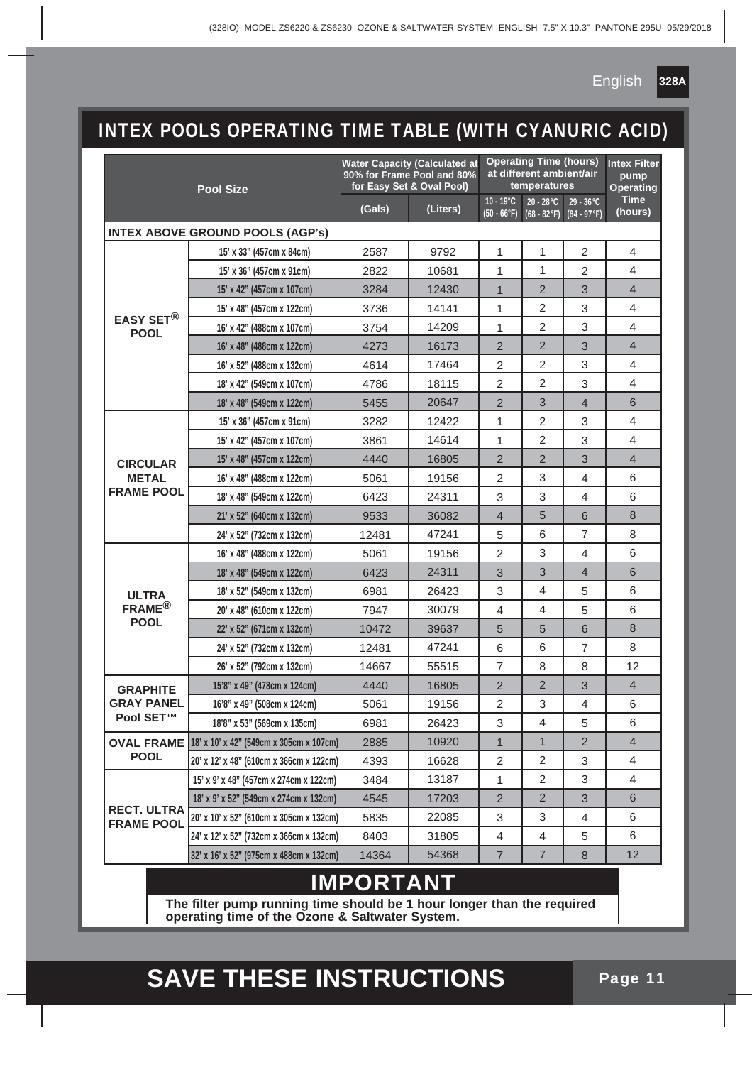# INTEX POOLS OPERATING TIME TABLE (WITH CYANURIC ACID)

| Pool Size | | Water Capacity (Calculated at 90% for Frame Pool and 80% for Easy Set & Oval Pool) | | Operating Time (hours) at different ambient/air temperatures | | | Intex Filter pump Operating Time (hours) |
|---|---|---|---|---|---|---|---|
| | | (Gals) | (Liters) | 10 - 19°C (50 - 66°F) | 20 - 28°C (68 - 82°F) | 29 - 36°C (84 - 97°F) | |
| **INTEX ABOVE GROUND POOLS (AGP's)** | | | | | | | |
| EASY SET® POOL | 15' x 33" (457cm x 84cm) | 2587 | 9792 | 1 | 1 | 2 | 4 |
| | 15' x 36" (457cm x 91cm) | 2822 | 10681 | 1 | 1 | 2 | 4 |
| | 15' x 42" (457cm x 107cm) | 3284 | 12430 | 1 | 2 | 3 | 4 |
| | 15' x 48" (457cm x 122cm) | 3736 | 14141 | 1 | 2 | 3 | 4 |
| | 16' x 42" (488cm x 107cm) | 3754 | 14209 | 1 | 2 | 3 | 4 |
| | 16' x 48" (488cm x 122cm) | 4273 | 16173 | 2 | 2 | 3 | 4 |
| | 16' x 52" (488cm x 132cm) | 4614 | 17464 | 2 | 2 | 3 | 4 |
| | 18' x 42" (549cm x 107cm) | 4786 | 18115 | 2 | 2 | 3 | 4 |
| | 18' x 48" (549cm x 122cm) | 5455 | 20647 | 2 | 3 | 4 | 6 |
| CIRCULAR METAL FRAME POOL | 15' x 36" (457cm x 91cm) | 3282 | 12422 | 1 | 2 | 3 | 4 |
| | 15' x 42" (457cm x 107cm) | 3861 | 14614 | 1 | 2 | 3 | 4 |
| | 15' x 48" (457cm x 122cm) | 4440 | 16805 | 2 | 2 | 3 | 4 |
| | 16' x 48" (488cm x 122cm) | 5061 | 19156 | 2 | 3 | 4 | 6 |
| | 18' x 48" (549cm x 122cm) | 6423 | 24311 | 3 | 3 | 4 | 6 |
| | 21' x 52" (640cm x 132cm) | 9533 | 36082 | 4 | 5 | 6 | 8 |
| | 24' x 52" (732cm x 132cm) | 12481 | 47241 | 5 | 6 | 7 | 8 |
| ULTRA FRAME® POOL | 16' x 48" (488cm x 122cm) | 5061 | 19156 | 2 | 3 | 4 | 6 |
| | 18' x 48" (549cm x 122cm) | 6423 | 24311 | 3 | 3 | 4 | 6 |
| | 18' x 52" (549cm x 132cm) | 6981 | 26423 | 3 | 4 | 5 | 6 |
| | 20' x 48" (610cm x 122cm) | 7947 | 30079 | 4 | 4 | 5 | 6 |
| | 22' x 52" (671cm x 132cm) | 10472 | 39637 | 5 | 5 | 6 | 8 |
| | 24' x 52" (732cm x 132cm) | 12481 | 47241 | 6 | 6 | 7 | 8 |
| | 26' x 52" (792cm x 132cm) | 14667 | 55515 | 7 | 8 | 8 | 12 |
| GRAPHITE GRAY PANEL Pool SET™ | 15'8" x 49" (478cm x 124cm) | 4440 | 16805 | 2 | 2 | 3 | 4 |
| | 16'8" x 49" (508cm x 124cm) | 5061 | 19156 | 2 | 3 | 4 | 6 |
| | 18'8" x 53" (569cm x 135cm) | 6981 | 26423 | 3 | 4 | 5 | 6 |
| OVAL FRAME POOL | 18' x 10' x 42" (549cm x 305cm x 107cm) | 2885 | 10920 | 1 | 1 | 2 | 4 |
| | 20' x 12' x 48" (610cm x 366cm x 122cm) | 4393 | 16628 | 2 | 2 | 3 | 4 |
| RECT. ULTRA FRAME POOL | 15' x 9' x 48" (457cm x 274cm x 122cm) | 3484 | 13187 | 1 | 2 | 3 | 4 |
| | 18' x 9' x 52" (549cm x 274cm x 132cm) | 4545 | 17203 | 2 | 2 | 3 | 6 |
| | 20' x 10' x 52" (610cm x 305cm x 132cm) | 5835 | 22085 | 3 | 3 | 4 | 6 |
| | 24' x 12' x 52" (732cm x 366cm x 132cm) | 8403 | 31805 | 4 | 4 | 5 | 6 |
| | 32' x 16' x 52" (975cm x 488cm x 132cm) | 14364 | 54368 | 7 | 7 | 8 | 12 |

## IMPORTANT

**The filter pump running time should be 1 hour longer than the required operating time of the Ozone & Saltwater System.**

# SAVE THESE INSTRUCTIONS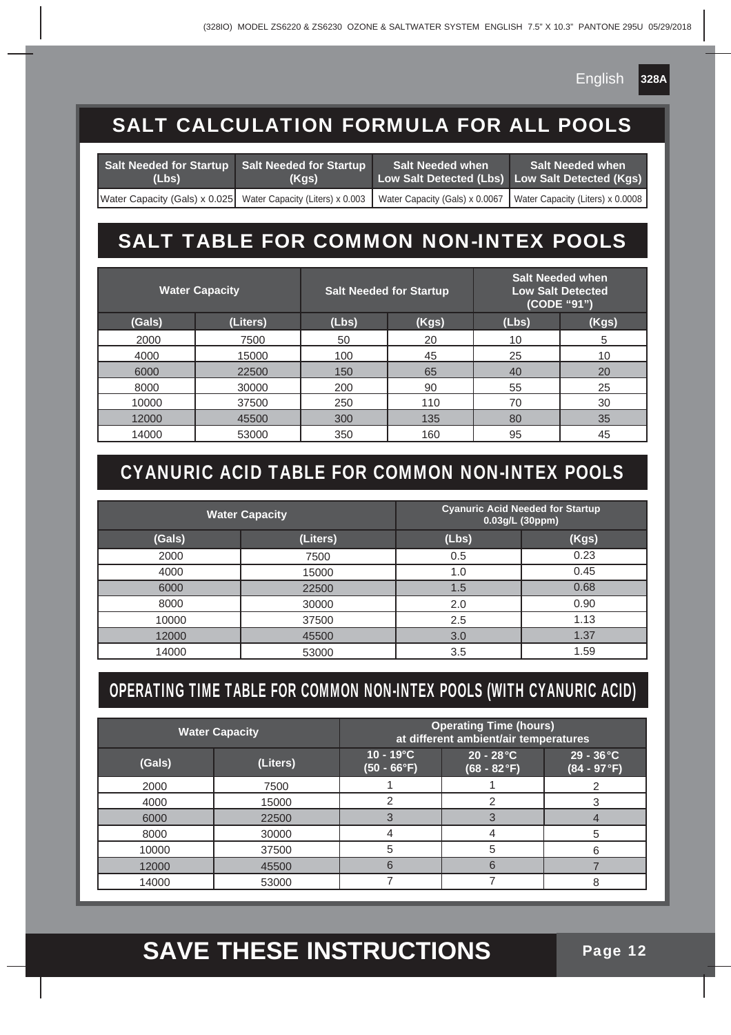## SALT CALCULATION FORMULA FOR ALL POOLS

| Salt Needed for Startup (Lbs) | Salt Needed for Startup (Kgs) | Salt Needed when Low Salt Detected (Lbs) | Salt Needed when Low Salt Detected (Kgs) |
|---|---|---|---|
| Water Capacity (Gals) x 0.025 | Water Capacity (Liters) x 0.003 | Water Capacity (Gals) x 0.0067 | Water Capacity (Liters) x 0.0008 |

## SALT TABLE FOR COMMON NON-INTEX POOLS

| Water Capacity | | Salt Needed for Startup | | Salt Needed when Low Salt Detected (CODE "91") | |
|---|---|---|---|---|---|
| (Gals) | (Liters) | (Lbs) | (Kgs) | (Lbs) | (Kgs) |
| 2000 | 7500 | 50 | 20 | 10 | 5 |
| 4000 | 15000 | 100 | 45 | 25 | 10 |
| 6000 | 22500 | 150 | 65 | 40 | 20 |
| 8000 | 30000 | 200 | 90 | 55 | 25 |
| 10000 | 37500 | 250 | 110 | 70 | 30 |
| 12000 | 45500 | 300 | 135 | 80 | 35 |
| 14000 | 53000 | 350 | 160 | 95 | 45 |

## CYANURIC ACID TABLE FOR COMMON NON-INTEX POOLS

| Water Capacity | | Cyanuric Acid Needed for Startup 0.03g/L (30ppm) | |
|---|---|---|---|
| (Gals) | (Liters) | (Lbs) | (Kgs) |
| 2000 | 7500 | 0.5 | 0.23 |
| 4000 | 15000 | 1.0 | 0.45 |
| 6000 | 22500 | 1.5 | 0.68 |
| 8000 | 30000 | 2.0 | 0.90 |
| 10000 | 37500 | 2.5 | 1.13 |
| 12000 | 45500 | 3.0 | 1.37 |
| 14000 | 53000 | 3.5 | 1.59 |

## OPERATING TIME TABLE FOR COMMON NON-INTEX POOLS (WITH CYANURIC ACID)

| Water Capacity | | Operating Time (hours) at different ambient/air temperatures | | |
|---|---|---|---|---|
| (Gals) | (Liters) | 10 - 19°C (50 - 66°F) | 20 - 28°C (68 - 82°F) | 29 - 36°C (84 - 97°F) |
| 2000 | 7500 | 1 | 1 | 2 |
| 4000 | 15000 | 2 | 2 | 3 |
| 6000 | 22500 | 3 | 3 | 4 |
| 8000 | 30000 | 4 | 4 | 5 |
| 10000 | 37500 | 5 | 5 | 6 |
| 12000 | 45500 | 6 | 6 | 7 |
| 14000 | 53000 | 7 | 7 | 8 |

**SAVE THESE INSTRUCTIONS**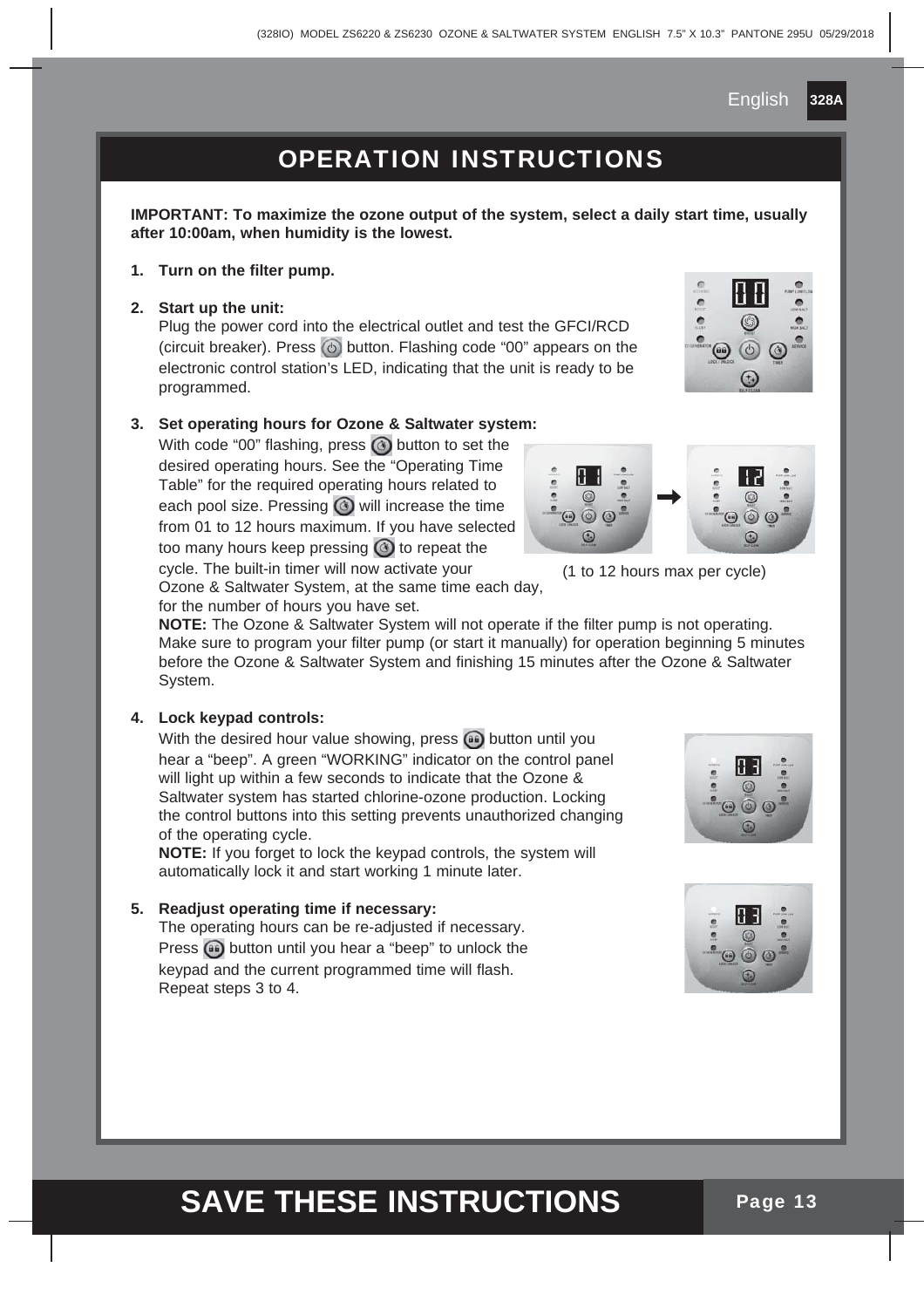# OPERATION INSTRUCTIONS

**IMPORTANT: To maximize the ozone output of the system, select a daily start time, usually after 10:00am, when humidity is the lowest.**

1. **Turn on the filter pump.**

2. **Start up the unit:**
   Plug the power cord into the electrical outlet and test the GFCI/RCD (circuit breaker). Press button. Flashing code "00" appears on the electronic control station's LED, indicating that the unit is ready to be programmed.

3. **Set operating hours for Ozone & Saltwater system:**
   With code "00" flashing, press button to set the desired operating hours. See the "Operating Time Table" for the required operating hours related to each pool size. Pressing will increase the time from 01 to 12 hours maximum. If you have selected too many hours keep pressing to repeat the cycle. The built-in timer will now activate your Ozone & Saltwater System, at the same time each day, for the number of hours you have set.

   (1 to 12 hours max per cycle)

   **NOTE:** The Ozone & Saltwater System will not operate if the filter pump is not operating. Make sure to program your filter pump (or start it manually) for operation beginning 5 minutes before the Ozone & Saltwater System and finishing 15 minutes after the Ozone & Saltwater System.

4. **Lock keypad controls:**
   With the desired hour value showing, press button until you hear a "beep". A green "WORKING" indicator on the control panel will light up within a few seconds to indicate that the Ozone & Saltwater system has started chlorine-ozone production. Locking the control buttons into this setting prevents unauthorized changing of the operating cycle.
   **NOTE:** If you forget to lock the keypad controls, the system will automatically lock it and start working 1 minute later.

5. **Readjust operating time if necessary:**
   The operating hours can be re-adjusted if necessary. Press button until you hear a "beep" to unlock the keypad and the current programmed time will flash. Repeat steps 3 to 4.

# SAVE THESE INSTRUCTIONS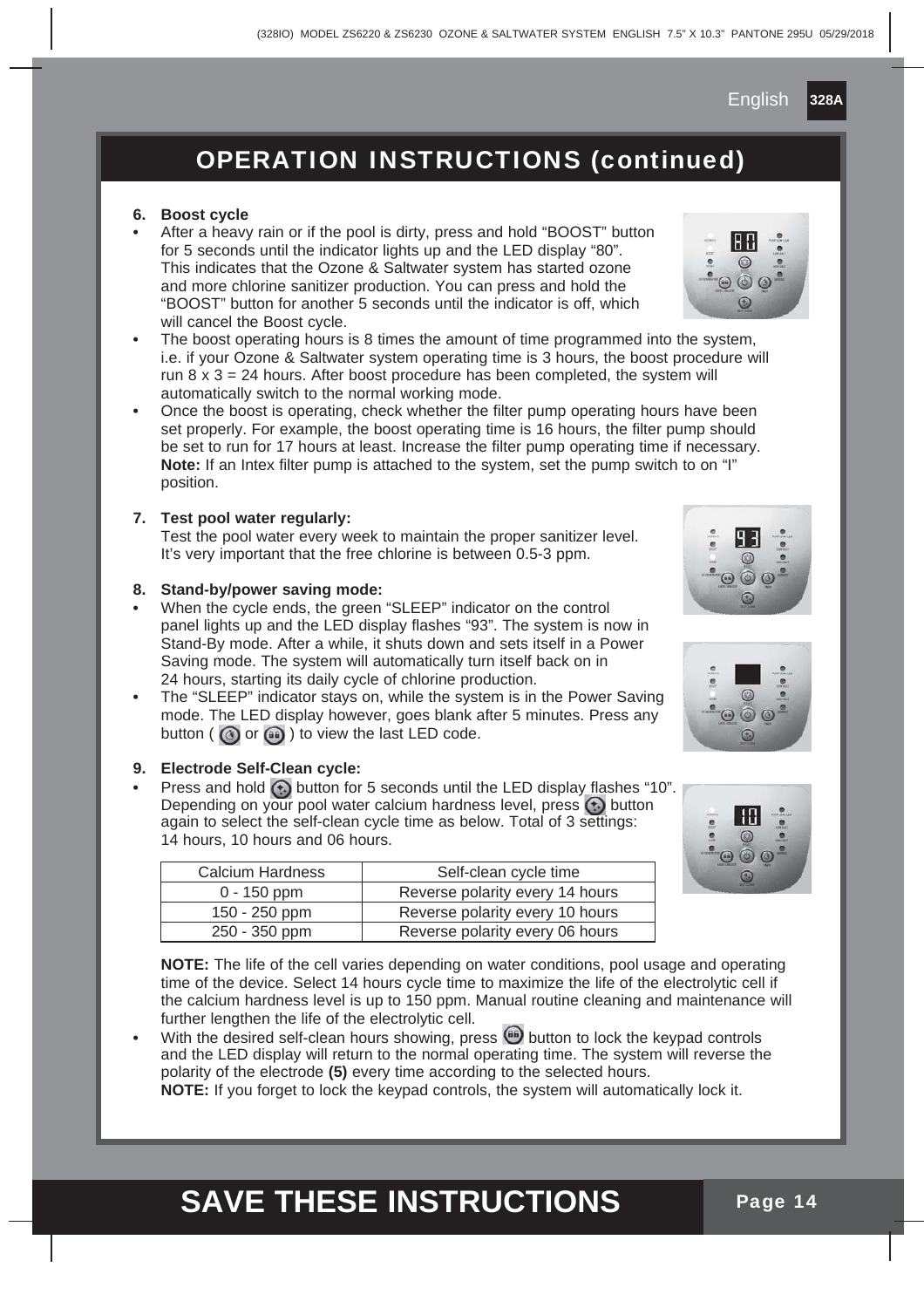## OPERATION INSTRUCTIONS (continued)

**6. Boost cycle**

- After a heavy rain or if the pool is dirty, press and hold "BOOST" button for 5 seconds until the indicator lights up and the LED display "80". This indicates that the Ozone & Saltwater system has started ozone and more chlorine sanitizer production. You can press and hold the "BOOST" button for another 5 seconds until the indicator is off, which will cancel the Boost cycle.
- The boost operating hours is 8 times the amount of time programmed into the system, i.e. if your Ozone & Saltwater system operating time is 3 hours, the boost procedure will run 8 x 3 = 24 hours. After boost procedure has been completed, the system will automatically switch to the normal working mode.
- Once the boost is operating, check whether the filter pump operating hours have been set properly. For example, the boost operating time is 16 hours, the filter pump should be set to run for 17 hours at least. Increase the filter pump operating time if necessary. **Note:** If an Intex filter pump is attached to the system, set the pump switch to on "I" position.

**7. Test pool water regularly:**

Test the pool water every week to maintain the proper sanitizer level. It's very important that the free chlorine is between 0.5-3 ppm.

**8. Stand-by/power saving mode:**

- When the cycle ends, the green "SLEEP" indicator on the control panel lights up and the LED display flashes "93". The system is now in Stand-By mode. After a while, it shuts down and sets itself in a Power Saving mode. The system will automatically turn itself back on in 24 hours, starting its daily cycle of chlorine production.
- The "SLEEP" indicator stays on, while the system is in the Power Saving mode. The LED display however, goes blank after 5 minutes. Press any button ( or ) to view the last LED code.

**9. Electrode Self-Clean cycle:**

- Press and hold button for 5 seconds until the LED display flashes "10". Depending on your pool water calcium hardness level, press button again to select the self-clean cycle time as below. Total of 3 settings: 14 hours, 10 hours and 06 hours.

| Calcium Hardness | Self-clean cycle time |
| --- | --- |
| 0 - 150 ppm | Reverse polarity every 14 hours |
| 150 - 250 ppm | Reverse polarity every 10 hours |
| 250 - 350 ppm | Reverse polarity every 06 hours |

**NOTE:** The life of the cell varies depending on water conditions, pool usage and operating time of the device. Select 14 hours cycle time to maximize the life of the electrolytic cell if the calcium hardness level is up to 150 ppm. Manual routine cleaning and maintenance will further lengthen the life of the electrolytic cell.

- With the desired self-clean hours showing, press button to lock the keypad controls and the LED display will return to the normal operating time. The system will reverse the polarity of the electrode **(5)** every time according to the selected hours.
**NOTE:** If you forget to lock the keypad controls, the system will automatically lock it.

**SAVE THESE INSTRUCTIONS**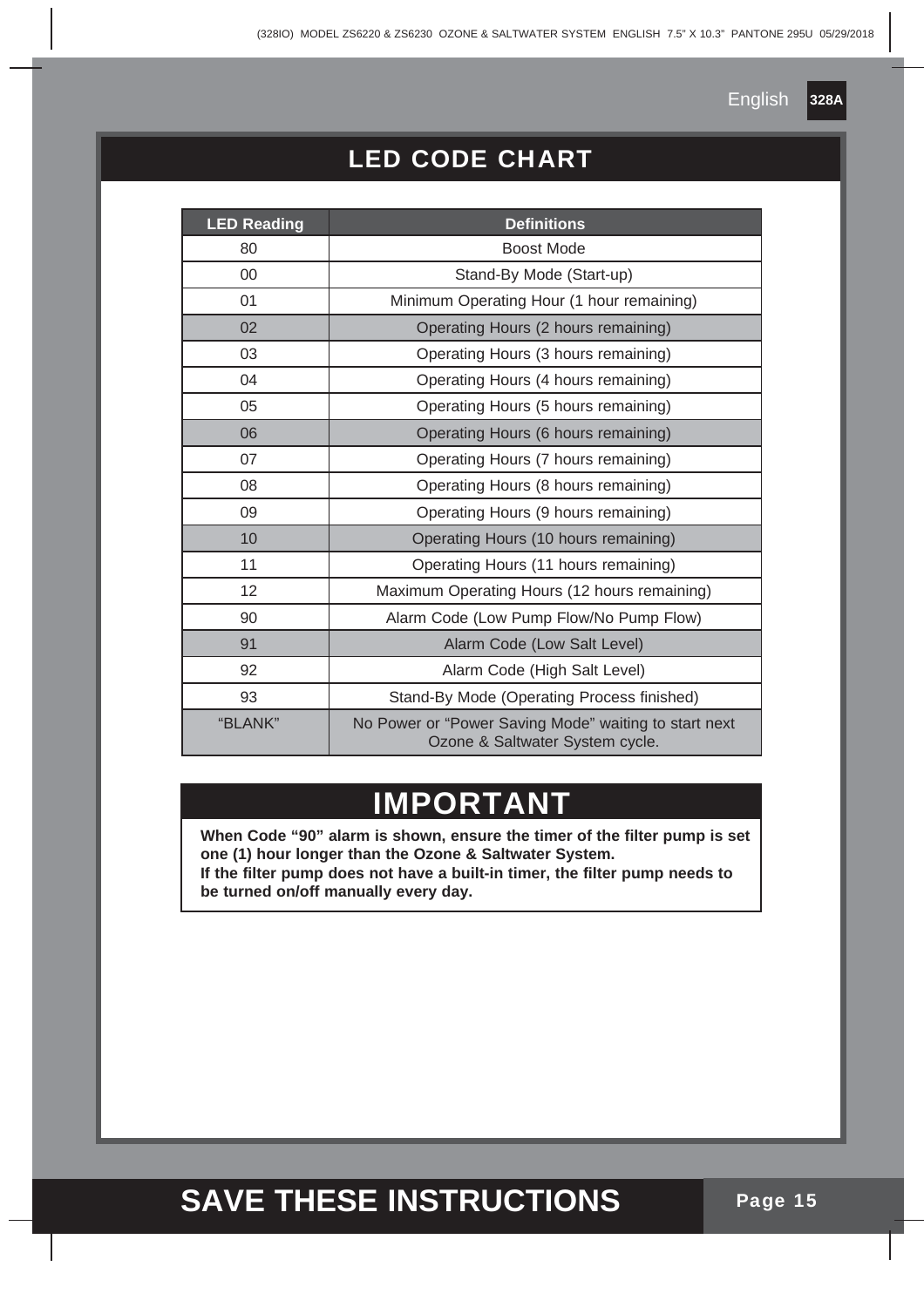## LED CODE CHART

| LED Reading | Definitions |
|---|---|
| 80 | Boost Mode |
| 00 | Stand-By Mode (Start-up) |
| 01 | Minimum Operating Hour (1 hour remaining) |
| 02 | Operating Hours (2 hours remaining) |
| 03 | Operating Hours (3 hours remaining) |
| 04 | Operating Hours (4 hours remaining) |
| 05 | Operating Hours (5 hours remaining) |
| 06 | Operating Hours (6 hours remaining) |
| 07 | Operating Hours (7 hours remaining) |
| 08 | Operating Hours (8 hours remaining) |
| 09 | Operating Hours (9 hours remaining) |
| 10 | Operating Hours (10 hours remaining) |
| 11 | Operating Hours (11 hours remaining) |
| 12 | Maximum Operating Hours (12 hours remaining) |
| 90 | Alarm Code (Low Pump Flow/No Pump Flow) |
| 91 | Alarm Code (Low Salt Level) |
| 92 | Alarm Code (High Salt Level) |
| 93 | Stand-By Mode (Operating Process finished) |
| "BLANK" | No Power or "Power Saving Mode" waiting to start next Ozone & Saltwater System cycle. |

## IMPORTANT

**When Code "90" alarm is shown, ensure the timer of the filter pump is set one (1) hour longer than the Ozone & Saltwater System.**
**If the filter pump does not have a built-in timer, the filter pump needs to be turned on/off manually every day.**

**SAVE THESE INSTRUCTIONS**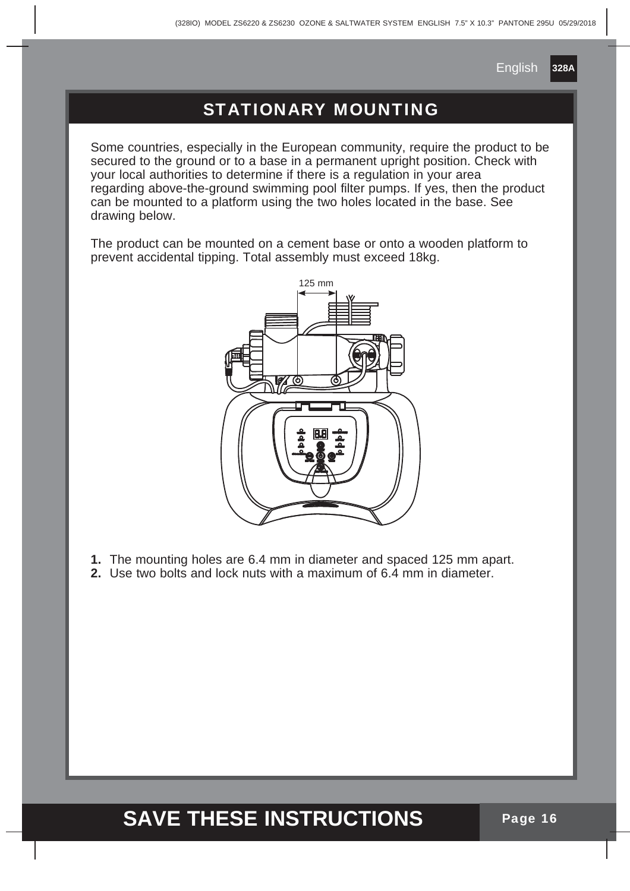## STATIONARY MOUNTING

Some countries, especially in the European community, require the product to be secured to the ground or to a base in a permanent upright position. Check with your local authorities to determine if there is a regulation in your area regarding above-the-ground swimming pool filter pumps. If yes, then the product can be mounted to a platform using the two holes located in the base. See drawing below.

The product can be mounted on a cement base or onto a wooden platform to prevent accidental tipping. Total assembly must exceed 18kg.

125 mm

1. The mounting holes are 6.4 mm in diameter and spaced 125 mm apart.
2. Use two bolts and lock nuts with a maximum of 6.4 mm in diameter.

**SAVE THESE INSTRUCTIONS**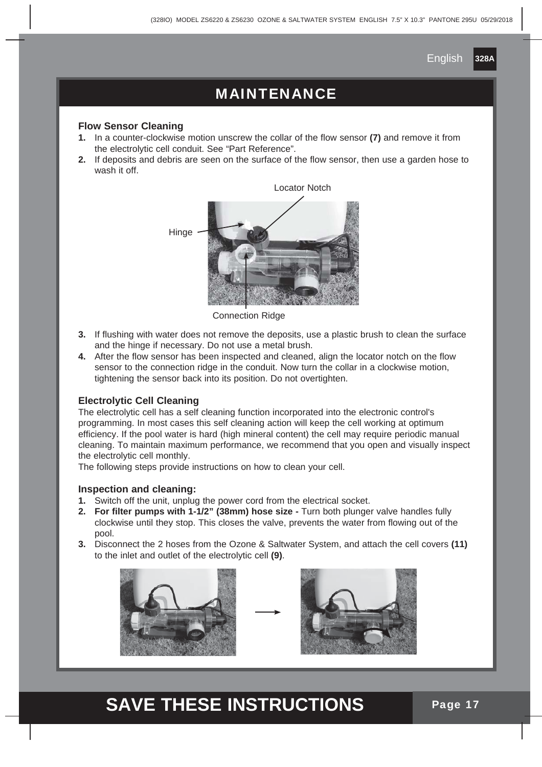# MAINTENANCE

### Flow Sensor Cleaning

1. In a counter-clockwise motion unscrew the collar of the flow sensor **(7)** and remove it from the electrolytic cell conduit. See "Part Reference".
2. If deposits and debris are seen on the surface of the flow sensor, then use a garden hose to wash it off.

Locator Notch

Hinge

Connection Ridge

3. If flushing with water does not remove the deposits, use a plastic brush to clean the surface and the hinge if necessary. Do not use a metal brush.
4. After the flow sensor has been inspected and cleaned, align the locator notch on the flow sensor to the connection ridge in the conduit. Now turn the collar in a clockwise motion, tightening the sensor back into its position. Do not overtighten.

### Electrolytic Cell Cleaning

The electrolytic cell has a self cleaning function incorporated into the electronic control's programming. In most cases this self cleaning action will keep the cell working at optimum efficiency. If the pool water is hard (high mineral content) the cell may require periodic manual cleaning. To maintain maximum performance, we recommend that you open and visually inspect the electrolytic cell monthly.

The following steps provide instructions on how to clean your cell.

### Inspection and cleaning:

1. Switch off the unit, unplug the power cord from the electrical socket.
2. **For filter pumps with 1-1/2" (38mm) hose size -** Turn both plunger valve handles fully clockwise until they stop. This closes the valve, prevents the water from flowing out of the pool.
3. Disconnect the 2 hoses from the Ozone & Saltwater System, and attach the cell covers **(11)** to the inlet and outlet of the electrolytic cell **(9)**.

**SAVE THESE INSTRUCTIONS**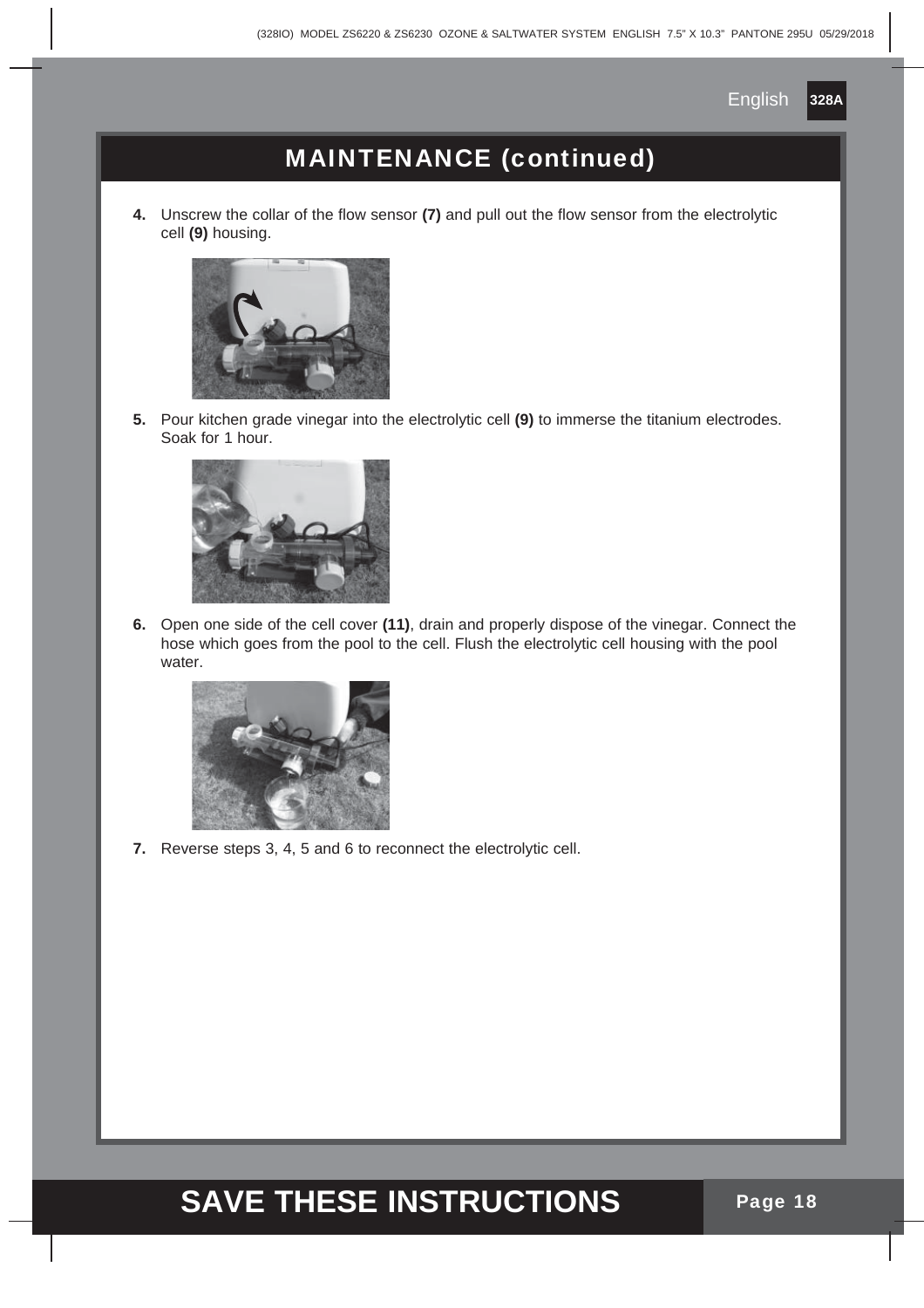## MAINTENANCE (continued)

4. Unscrew the collar of the flow sensor **(7)** and pull out the flow sensor from the electrolytic cell **(9)** housing.

5. Pour kitchen grade vinegar into the electrolytic cell **(9)** to immerse the titanium electrodes. Soak for 1 hour.

6. Open one side of the cell cover **(11)**, drain and properly dispose of the vinegar. Connect the hose which goes from the pool to the cell. Flush the electrolytic cell housing with the pool water.

7. Reverse steps 3, 4, 5 and 6 to reconnect the electrolytic cell.

**SAVE THESE INSTRUCTIONS**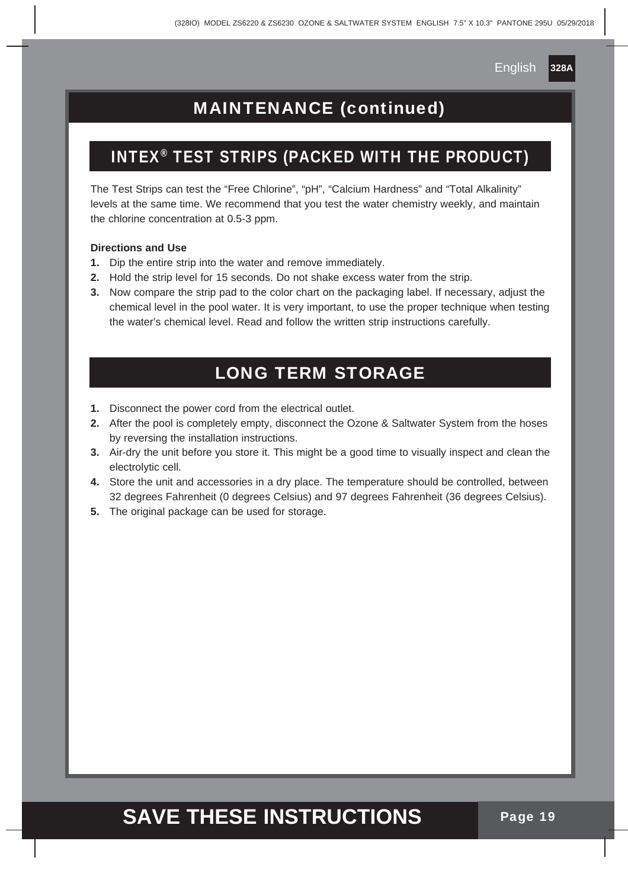## MAINTENANCE (continued)

### INTEX® TEST STRIPS (PACKED WITH THE PRODUCT)

The Test Strips can test the "Free Chlorine", "pH", "Calcium Hardness" and "Total Alkalinity" levels at the same time. We recommend that you test the water chemistry weekly, and maintain the chlorine concentration at 0.5-3 ppm.

**Directions and Use**

1. Dip the entire strip into the water and remove immediately.
2. Hold the strip level for 15 seconds. Do not shake excess water from the strip.
3. Now compare the strip pad to the color chart on the packaging label. If necessary, adjust the chemical level in the pool water. It is very important, to use the proper technique when testing the water's chemical level. Read and follow the written strip instructions carefully.

### LONG TERM STORAGE

1. Disconnect the power cord from the electrical outlet.
2. After the pool is completely empty, disconnect the Ozone & Saltwater System from the hoses by reversing the installation instructions.
3. Air-dry the unit before you store it. This might be a good time to visually inspect and clean the electrolytic cell.
4. Store the unit and accessories in a dry place. The temperature should be controlled, between 32 degrees Fahrenheit (0 degrees Celsius) and 97 degrees Fahrenheit (36 degrees Celsius).
5. The original package can be used for storage.

**SAVE THESE INSTRUCTIONS**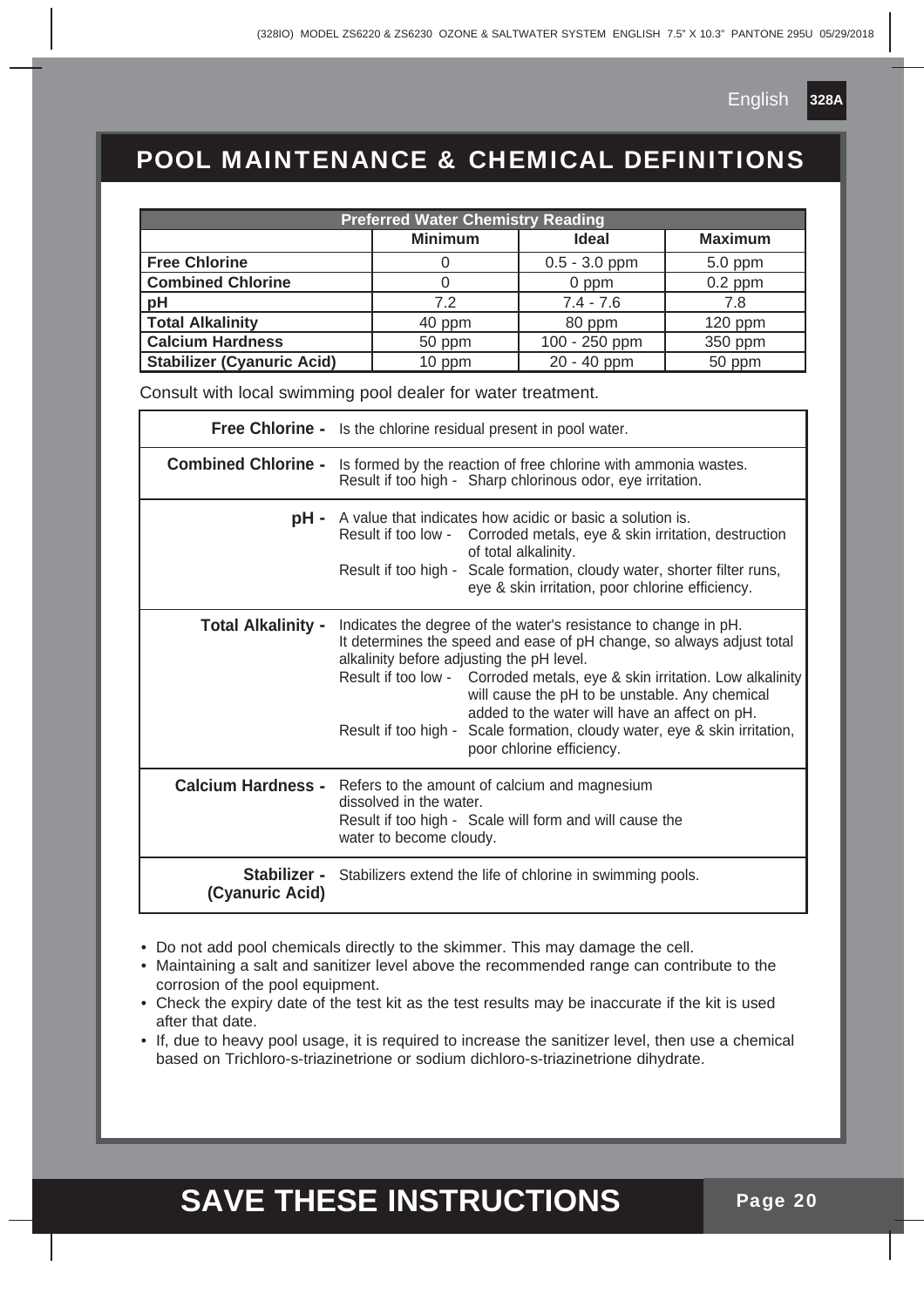# POOL MAINTENANCE & CHEMICAL DEFINITIONS

| Preferred Water Chemistry Reading | | | |
|---|---|---|---|
| | **Minimum** | **Ideal** | **Maximum** |
| **Free Chlorine** | 0 | 0.5 - 3.0 ppm | 5.0 ppm |
| **Combined Chlorine** | 0 | 0 ppm | 0.2 ppm |
| **pH** | 7.2 | 7.4 - 7.6 | 7.8 |
| **Total Alkalinity** | 40 ppm | 80 ppm | 120 ppm |
| **Calcium Hardness** | 50 ppm | 100 - 250 ppm | 350 ppm |
| **Stabilizer (Cyanuric Acid)** | 10 ppm | 20 - 40 ppm | 50 ppm |

Consult with local swimming pool dealer for water treatment.

| | |
|---|---|
| **Free Chlorine -** | Is the chlorine residual present in pool water. |
| **Combined Chlorine -** | Is formed by the reaction of free chlorine with ammonia wastes.<br>Result if too high - Sharp chlorinous odor, eye irritation. |
| **pH -** | A value that indicates how acidic or basic a solution is.<br>Result if too low - Corroded metals, eye & skin irritation, destruction of total alkalinity.<br>Result if too high - Scale formation, cloudy water, shorter filter runs, eye & skin irritation, poor chlorine efficiency. |
| **Total Alkalinity -** | Indicates the degree of the water's resistance to change in pH. It determines the speed and ease of pH change, so always adjust total alkalinity before adjusting the pH level.<br>Result if too low - Corroded metals, eye & skin irritation. Low alkalinity will cause the pH to be unstable. Any chemical added to the water will have an affect on pH.<br>Result if too high - Scale formation, cloudy water, eye & skin irritation, poor chlorine efficiency. |
| **Calcium Hardness -** | Refers to the amount of calcium and magnesium dissolved in the water.<br>Result if too high - Scale will form and will cause the water to become cloudy. |
| **Stabilizer - (Cyanuric Acid)** | Stabilizers extend the life of chlorine in swimming pools. |

- Do not add pool chemicals directly to the skimmer. This may damage the cell.
- Maintaining a salt and sanitizer level above the recommended range can contribute to the corrosion of the pool equipment.
- Check the expiry date of the test kit as the test results may be inaccurate if the kit is used after that date.
- If, due to heavy pool usage, it is required to increase the sanitizer level, then use a chemical based on Trichloro-s-triazinetrione or sodium dichloro-s-triazinetrione dihydrate.

**SAVE THESE INSTRUCTIONS**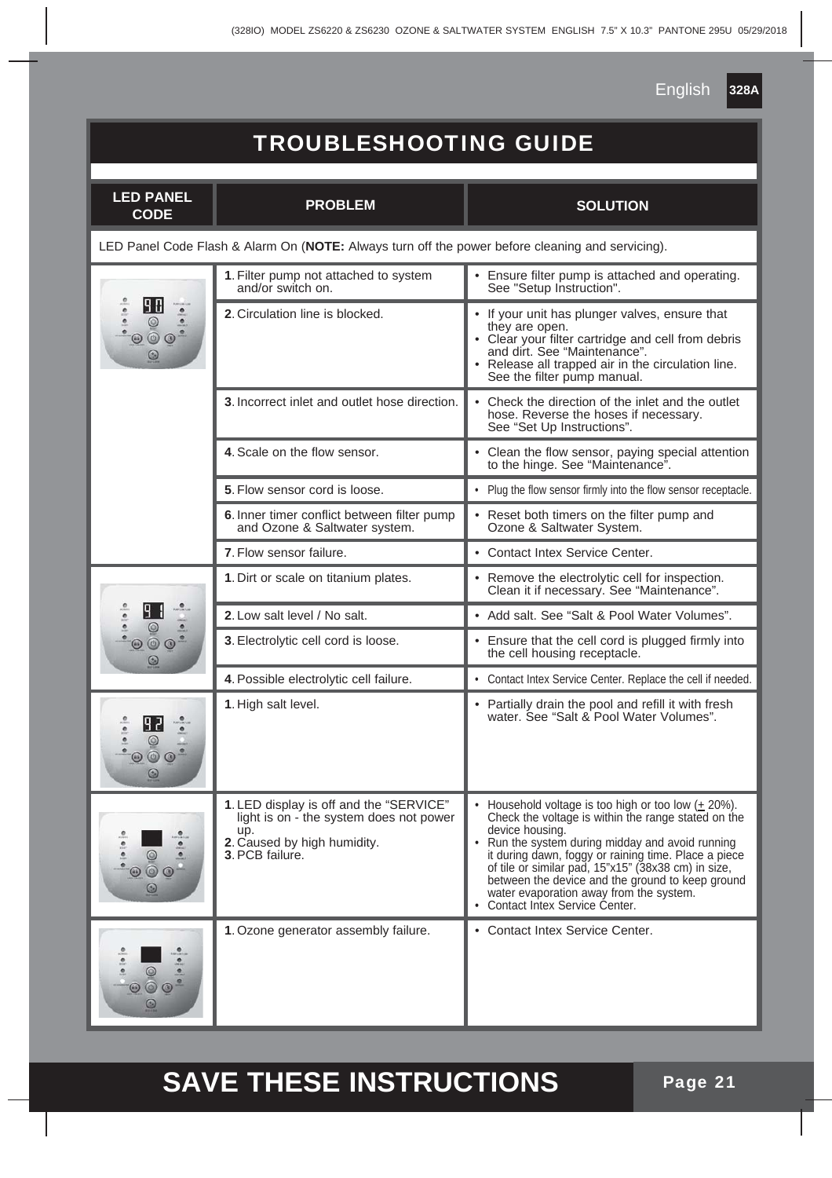# TROUBLESHOOTING GUIDE

| LED PANEL CODE | PROBLEM | SOLUTION |
|---|---|---|
| LED Panel Code Flash & Alarm On (**NOTE:** Always turn off the power before cleaning and servicing). | | |
| 90 | 1. Filter pump not attached to system and/or switch on. | • Ensure filter pump is attached and operating. See "Setup Instruction". |
| | 2. Circulation line is blocked. | • If your unit has plunger valves, ensure that they are open.<br>• Clear your filter cartridge and cell from debris and dirt. See "Maintenance".<br>• Release all trapped air in the circulation line. See the filter pump manual. |
| | 3. Incorrect inlet and outlet hose direction. | • Check the direction of the inlet and the outlet hose. Reverse the hoses if necessary. See "Set Up Instructions". |
| | 4. Scale on the flow sensor. | • Clean the flow sensor, paying special attention to the hinge. See "Maintenance". |
| | 5. Flow sensor cord is loose. | • Plug the flow sensor firmly into the flow sensor receptacle. |
| | 6. Inner timer conflict between filter pump and Ozone & Saltwater system. | • Reset both timers on the filter pump and Ozone & Saltwater System. |
| | 7. Flow sensor failure. | • Contact Intex Service Center. |
| 91 | 1. Dirt or scale on titanium plates. | • Remove the electrolytic cell for inspection. Clean it if necessary. See "Maintenance". |
| | 2. Low salt level / No salt. | • Add salt. See "Salt & Pool Water Volumes". |
| | 3. Electrolytic cell cord is loose. | • Ensure that the cell cord is plugged firmly into the cell housing receptacle. |
| | 4. Possible electrolytic cell failure. | • Contact Intex Service Center. Replace the cell if needed. |
| 92 | 1. High salt level. | • Partially drain the pool and refill it with fresh water. See "Salt & Pool Water Volumes". |
| | 1. LED display is off and the "SERVICE" light is on - the system does not power up.<br>2. Caused by high humidity.<br>3. PCB failure. | • Household voltage is too high or too low (± 20%). Check the voltage is within the range stated on the device housing.<br>• Run the system during midday and avoid running it during dawn, foggy or raining time. Place a piece of tile or similar pad, 15"x15" (38x38 cm) in size, between the device and the ground to keep ground water evaporation away from the system.<br>• Contact Intex Service Center. |
| | 1. Ozone generator assembly failure. | • Contact Intex Service Center. |

**SAVE THESE INSTRUCTIONS**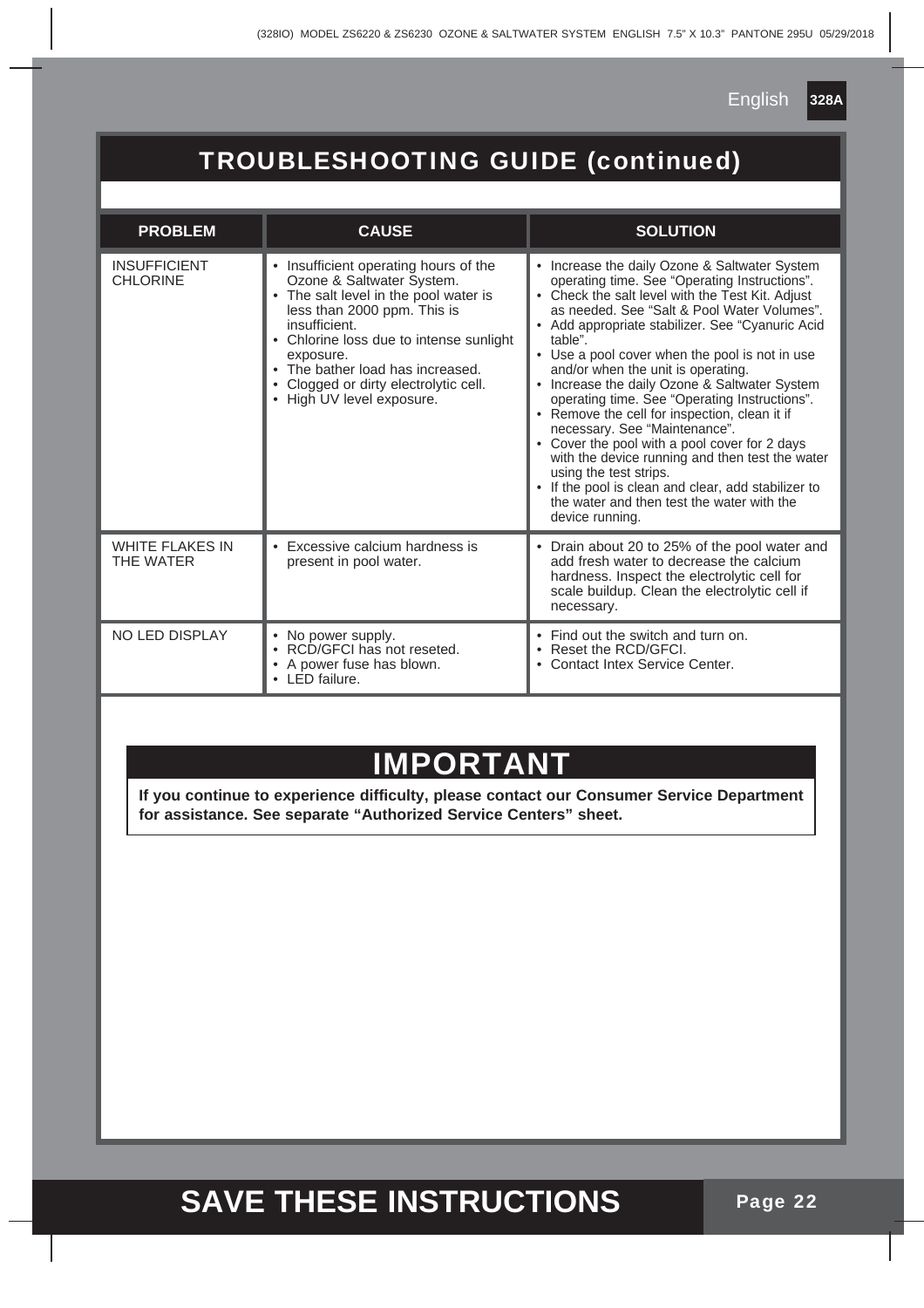# TROUBLESHOOTING GUIDE (continued)

| PROBLEM | CAUSE | SOLUTION |
|---|---|---|
| INSUFFICIENT CHLORINE | • Insufficient operating hours of the Ozone & Saltwater System.<br>• The salt level in the pool water is less than 2000 ppm. This is insufficient.<br>• Chlorine loss due to intense sunlight exposure.<br>• The bather load has increased.<br>• Clogged or dirty electrolytic cell.<br>• High UV level exposure. | • Increase the daily Ozone & Saltwater System operating time. See "Operating Instructions".<br>• Check the salt level with the Test Kit. Adjust as needed. See "Salt & Pool Water Volumes".<br>• Add appropriate stabilizer. See "Cyanuric Acid table".<br>• Use a pool cover when the pool is not in use and/or when the unit is operating.<br>• Increase the daily Ozone & Saltwater System operating time. See "Operating Instructions".<br>• Remove the cell for inspection, clean it if necessary. See "Maintenance".<br>• Cover the pool with a pool cover for 2 days with the device running and then test the water using the test strips.<br>• If the pool is clean and clear, add stabilizer to the water and then test the water with the device running. |
| WHITE FLAKES IN THE WATER | • Excessive calcium hardness is present in pool water. | • Drain about 20 to 25% of the pool water and add fresh water to decrease the calcium hardness. Inspect the electrolytic cell for scale buildup. Clean the electrolytic cell if necessary. |
| NO LED DISPLAY | • No power supply.<br>• RCD/GFCI has not reseted.<br>• A power fuse has blown.<br>• LED failure. | • Find out the switch and turn on.<br>• Reset the RCD/GFCI.<br>• Contact Intex Service Center. |

## IMPORTANT

**If you continue to experience difficulty, please contact our Consumer Service Department for assistance. See separate "Authorized Service Centers" sheet.**

**SAVE THESE INSTRUCTIONS**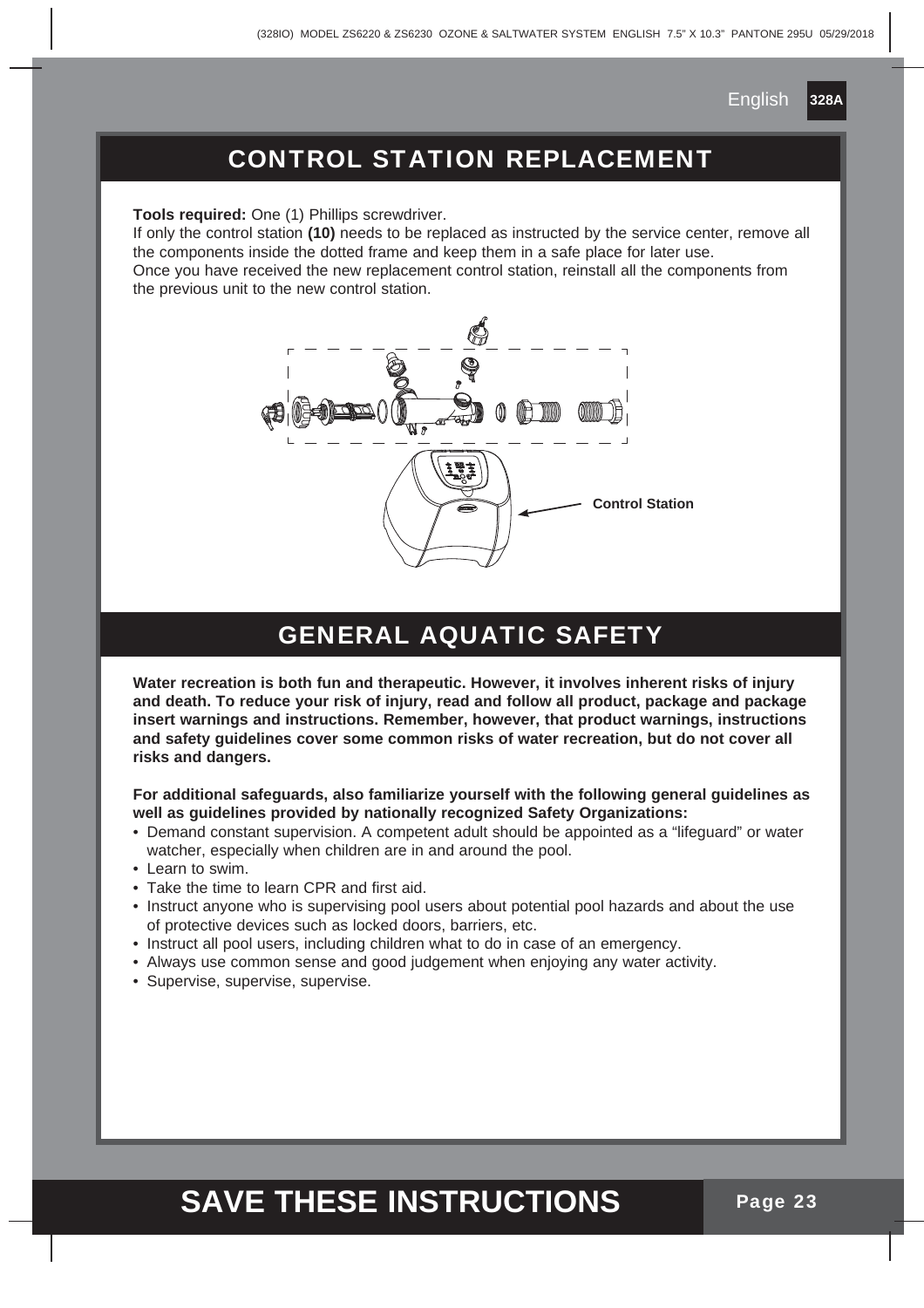## CONTROL STATION REPLACEMENT

**Tools required:** One (1) Phillips screwdriver.

If only the control station **(10)** needs to be replaced as instructed by the service center, remove all the components inside the dotted frame and keep them in a safe place for later use.

Once you have received the new replacement control station, reinstall all the components from the previous unit to the new control station.

Control Station

## GENERAL AQUATIC SAFETY

**Water recreation is both fun and therapeutic. However, it involves inherent risks of injury and death. To reduce your risk of injury, read and follow all product, package and package insert warnings and instructions. Remember, however, that product warnings, instructions and safety guidelines cover some common risks of water recreation, but do not cover all risks and dangers.**

**For additional safeguards, also familiarize yourself with the following general guidelines as well as guidelines provided by nationally recognized Safety Organizations:**

- Demand constant supervision. A competent adult should be appointed as a "lifeguard" or water watcher, especially when children are in and around the pool.
- Learn to swim.
- Take the time to learn CPR and first aid.
- Instruct anyone who is supervising pool users about potential pool hazards and about the use of protective devices such as locked doors, barriers, etc.
- Instruct all pool users, including children what to do in case of an emergency.
- Always use common sense and good judgement when enjoying any water activity.
- Supervise, supervise, supervise.

**SAVE THESE INSTRUCTIONS**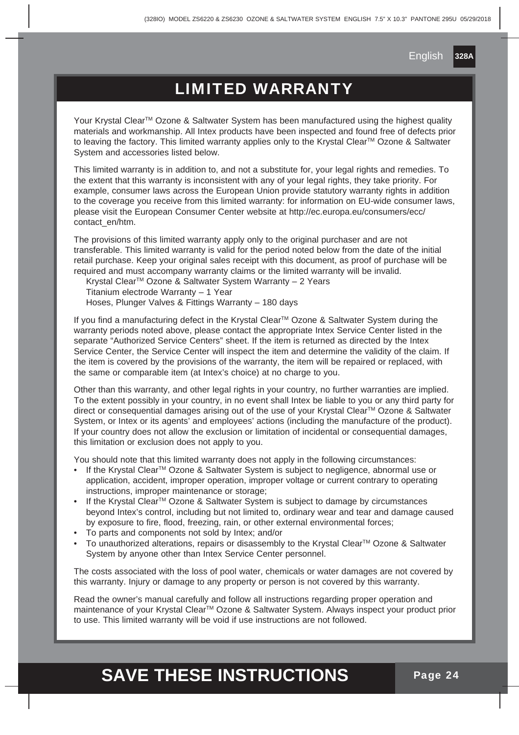# LIMITED WARRANTY

Your Krystal Clear™ Ozone & Saltwater System has been manufactured using the highest quality materials and workmanship. All Intex products have been inspected and found free of defects prior to leaving the factory. This limited warranty applies only to the Krystal Clear™ Ozone & Saltwater System and accessories listed below.

This limited warranty is in addition to, and not a substitute for, your legal rights and remedies. To the extent that this warranty is inconsistent with any of your legal rights, they take priority. For example, consumer laws across the European Union provide statutory warranty rights in addition to the coverage you receive from this limited warranty: for information on EU-wide consumer laws, please visit the European Consumer Center website at http://ec.europa.eu/consumers/ecc/contact_en/htm.

The provisions of this limited warranty apply only to the original purchaser and are not transferable. This limited warranty is valid for the period noted below from the date of the initial retail purchase. Keep your original sales receipt with this document, as proof of purchase will be required and must accompany warranty claims or the limited warranty will be invalid.

Krystal Clear™ Ozone & Saltwater System Warranty – 2 Years
Titanium electrode Warranty – 1 Year
Hoses, Plunger Valves & Fittings Warranty – 180 days

If you find a manufacturing defect in the Krystal Clear™ Ozone & Saltwater System during the warranty periods noted above, please contact the appropriate Intex Service Center listed in the separate "Authorized Service Centers" sheet. If the item is returned as directed by the Intex Service Center, the Service Center will inspect the item and determine the validity of the claim. If the item is covered by the provisions of the warranty, the item will be repaired or replaced, with the same or comparable item (at Intex's choice) at no charge to you.

Other than this warranty, and other legal rights in your country, no further warranties are implied. To the extent possibly in your country, in no event shall Intex be liable to you or any third party for direct or consequential damages arising out of the use of your Krystal Clear™ Ozone & Saltwater System, or Intex or its agents' and employees' actions (including the manufacture of the product). If your country does not allow the exclusion or limitation of incidental or consequential damages, this limitation or exclusion does not apply to you.

You should note that this limited warranty does not apply in the following circumstances:

- If the Krystal Clear™ Ozone & Saltwater System is subject to negligence, abnormal use or application, accident, improper operation, improper voltage or current contrary to operating instructions, improper maintenance or storage;
- If the Krystal Clear™ Ozone & Saltwater System is subject to damage by circumstances beyond Intex's control, including but not limited to, ordinary wear and tear and damage caused by exposure to fire, flood, freezing, rain, or other external environmental forces;
- To parts and components not sold by Intex; and/or
- To unauthorized alterations, repairs or disassembly to the Krystal Clear™ Ozone & Saltwater System by anyone other than Intex Service Center personnel.

The costs associated with the loss of pool water, chemicals or water damages are not covered by this warranty. Injury or damage to any property or person is not covered by this warranty.

Read the owner's manual carefully and follow all instructions regarding proper operation and maintenance of your Krystal Clear™ Ozone & Saltwater System. Always inspect your product prior to use. This limited warranty will be void if use instructions are not followed.

## SAVE THESE INSTRUCTIONS